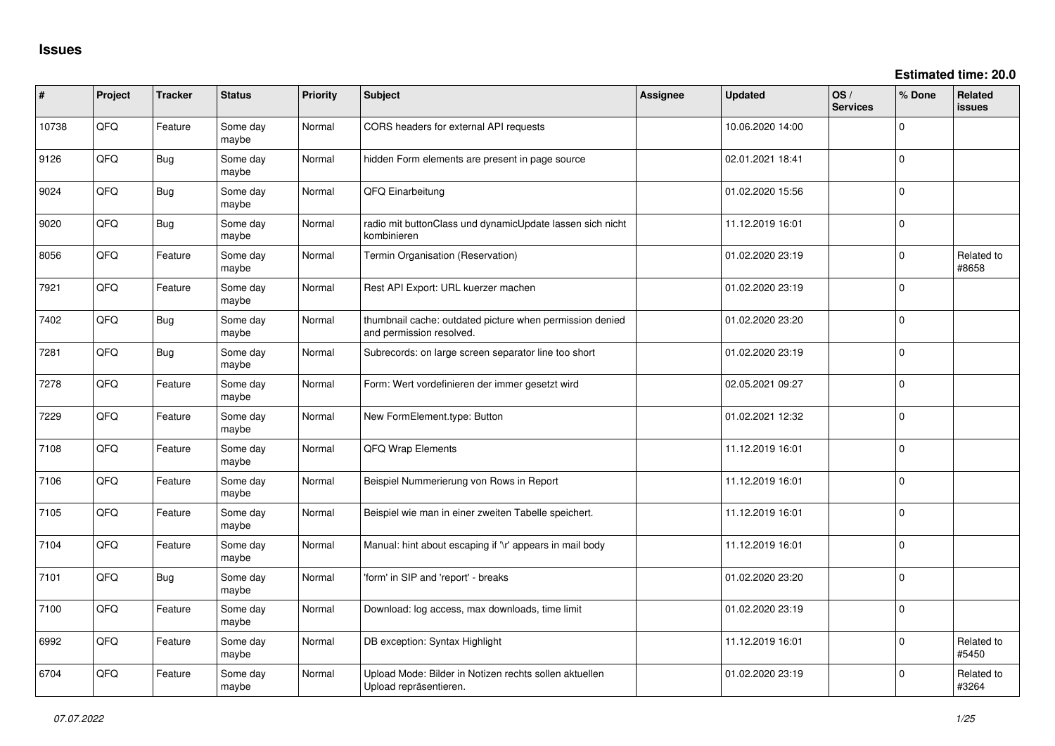# Issues

**Estimated time: 20.0**

| # | Project | Tracker | Status | Priority | Subject | Assignee | Updated | OS / Services | % Done | Related issues |
|---|---|---|---|---|---|---|---|---|---|---|
| 10738 | QFQ | Feature | Some day maybe | Normal | CORS headers for external API requests | | 10.06.2020 14:00 | | 0 | |
| 9126 | QFQ | Bug | Some day maybe | Normal | hidden Form elements are present in page source | | 02.01.2021 18:41 | | 0 | |
| 9024 | QFQ | Bug | Some day maybe | Normal | QFQ Einarbeitung | | 01.02.2020 15:56 | | 0 | |
| 9020 | QFQ | Bug | Some day maybe | Normal | radio mit buttonClass und dynamicUpdate lassen sich nicht kombinieren | | 11.12.2019 16:01 | | 0 | |
| 8056 | QFQ | Feature | Some day maybe | Normal | Termin Organisation (Reservation) | | 01.02.2020 23:19 | | 0 | Related to #8658 |
| 7921 | QFQ | Feature | Some day maybe | Normal | Rest API Export: URL kuerzer machen | | 01.02.2020 23:19 | | 0 | |
| 7402 | QFQ | Bug | Some day maybe | Normal | thumbnail cache: outdated picture when permission denied and permission resolved. | | 01.02.2020 23:20 | | 0 | |
| 7281 | QFQ | Bug | Some day maybe | Normal | Subrecords: on large screen separator line too short | | 01.02.2020 23:19 | | 0 | |
| 7278 | QFQ | Feature | Some day maybe | Normal | Form: Wert vordefinieren der immer gesetzt wird | | 02.05.2021 09:27 | | 0 | |
| 7229 | QFQ | Feature | Some day maybe | Normal | New FormElement.type: Button | | 01.02.2021 12:32 | | 0 | |
| 7108 | QFQ | Feature | Some day maybe | Normal | QFQ Wrap Elements | | 11.12.2019 16:01 | | 0 | |
| 7106 | QFQ | Feature | Some day maybe | Normal | Beispiel Nummerierung von Rows in Report | | 11.12.2019 16:01 | | 0 | |
| 7105 | QFQ | Feature | Some day maybe | Normal | Beispiel wie man in einer zweiten Tabelle speichert. | | 11.12.2019 16:01 | | 0 | |
| 7104 | QFQ | Feature | Some day maybe | Normal | Manual: hint about escaping if '\r' appears in mail body | | 11.12.2019 16:01 | | 0 | |
| 7101 | QFQ | Bug | Some day maybe | Normal | 'form' in SIP and 'report' - breaks | | 01.02.2020 23:20 | | 0 | |
| 7100 | QFQ | Feature | Some day maybe | Normal | Download: log access, max downloads, time limit | | 01.02.2020 23:19 | | 0 | |
| 6992 | QFQ | Feature | Some day maybe | Normal | DB exception: Syntax Highlight | | 11.12.2019 16:01 | | 0 | Related to #5450 |
| 6704 | QFQ | Feature | Some day maybe | Normal | Upload Mode: Bilder in Notizen rechts sollen aktuellen Upload repräsentieren. | | 01.02.2020 23:19 | | 0 | Related to #3264 |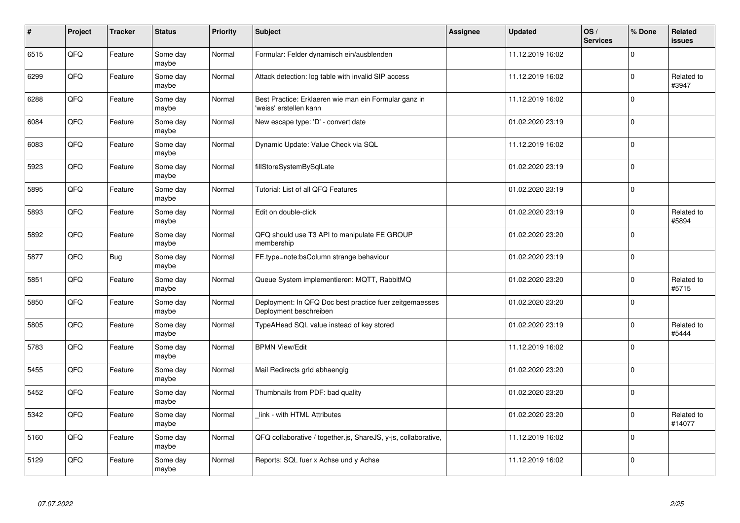| # | Project | Tracker | Status | Priority | Subject | Assignee | Updated | OS / Services | % Done | Related issues |
|---|---|---|---|---|---|---|---|---|---|---|
| 6515 | QFQ | Feature | Some day maybe | Normal | Formular: Felder dynamisch ein/ausblenden | | 11.12.2019 16:02 | | 0 | |
| 6299 | QFQ | Feature | Some day maybe | Normal | Attack detection: log table with invalid SIP access | | 11.12.2019 16:02 | | 0 | Related to #3947 |
| 6288 | QFQ | Feature | Some day maybe | Normal | Best Practice: Erklaeren wie man ein Formular ganz in 'weiss' erstellen kann | | 11.12.2019 16:02 | | 0 | |
| 6084 | QFQ | Feature | Some day maybe | Normal | New escape type: 'D' - convert date | | 01.02.2020 23:19 | | 0 | |
| 6083 | QFQ | Feature | Some day maybe | Normal | Dynamic Update: Value Check via SQL | | 11.12.2019 16:02 | | 0 | |
| 5923 | QFQ | Feature | Some day maybe | Normal | fillStoreSystemBySqlLate | | 01.02.2020 23:19 | | 0 | |
| 5895 | QFQ | Feature | Some day maybe | Normal | Tutorial: List of all QFQ Features | | 01.02.2020 23:19 | | 0 | |
| 5893 | QFQ | Feature | Some day maybe | Normal | Edit on double-click | | 01.02.2020 23:19 | | 0 | Related to #5894 |
| 5892 | QFQ | Feature | Some day maybe | Normal | QFQ should use T3 API to manipulate FE GROUP membership | | 01.02.2020 23:20 | | 0 | |
| 5877 | QFQ | Bug | Some day maybe | Normal | FE.type=note:bsColumn strange behaviour | | 01.02.2020 23:19 | | 0 | |
| 5851 | QFQ | Feature | Some day maybe | Normal | Queue System implementieren: MQTT, RabbitMQ | | 01.02.2020 23:20 | | 0 | Related to #5715 |
| 5850 | QFQ | Feature | Some day maybe | Normal | Deployment: In QFQ Doc best practice fuer zeitgemaesses Deployment beschreiben | | 01.02.2020 23:20 | | 0 | |
| 5805 | QFQ | Feature | Some day maybe | Normal | TypeAHead SQL value instead of key stored | | 01.02.2020 23:19 | | 0 | Related to #5444 |
| 5783 | QFQ | Feature | Some day maybe | Normal | BPMN View/Edit | | 11.12.2019 16:02 | | 0 | |
| 5455 | QFQ | Feature | Some day maybe | Normal | Mail Redirects grId abhaengig | | 01.02.2020 23:20 | | 0 | |
| 5452 | QFQ | Feature | Some day maybe | Normal | Thumbnails from PDF: bad quality | | 01.02.2020 23:20 | | 0 | |
| 5342 | QFQ | Feature | Some day maybe | Normal | _link - with HTML Attributes | | 01.02.2020 23:20 | | 0 | Related to #14077 |
| 5160 | QFQ | Feature | Some day maybe | Normal | QFQ collaborative / together.js, ShareJS, y-js, collaborative, | | 11.12.2019 16:02 | | 0 | |
| 5129 | QFQ | Feature | Some day maybe | Normal | Reports: SQL fuer x Achse und y Achse | | 11.12.2019 16:02 | | 0 | |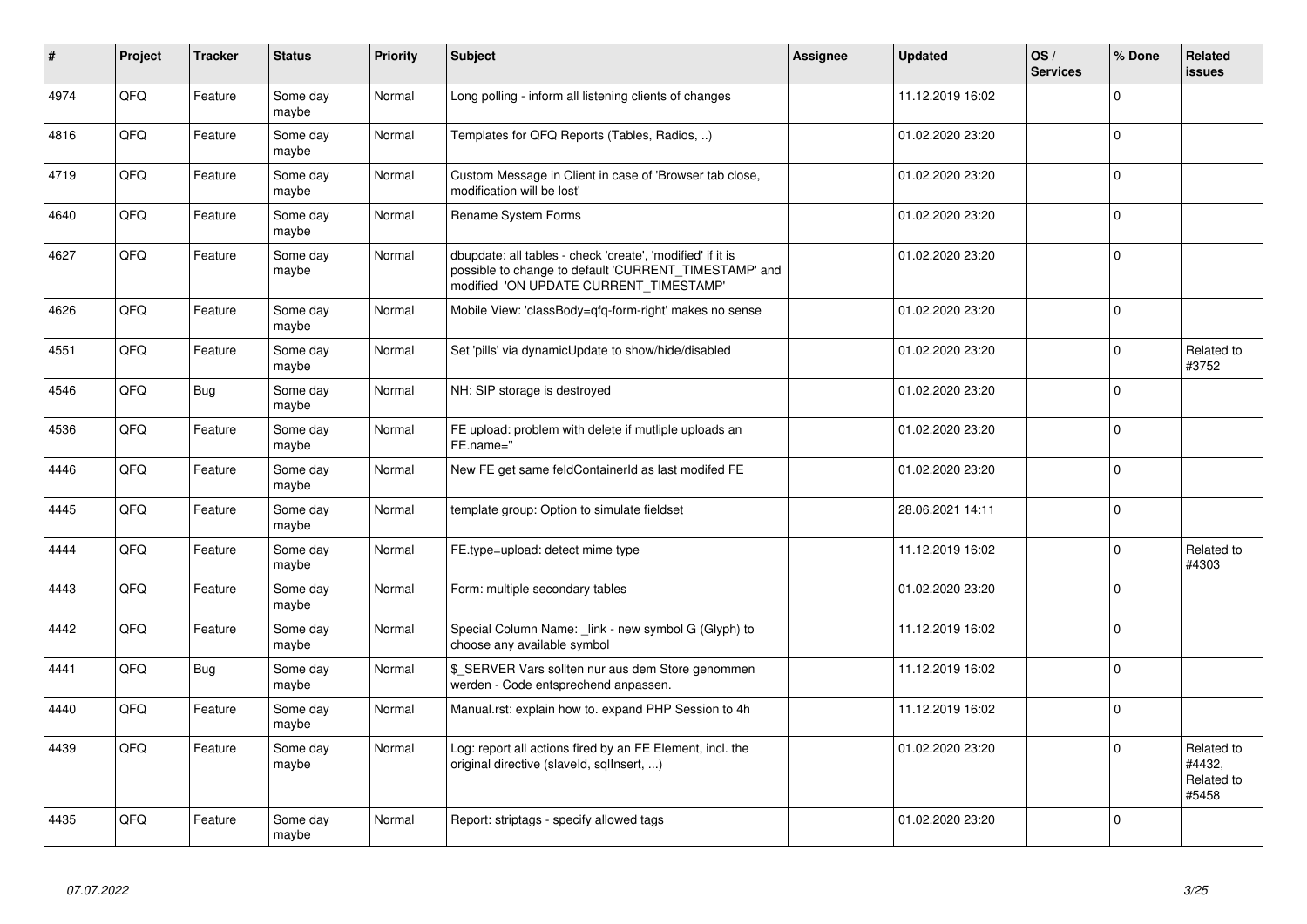| # | Project | Tracker | Status | Priority | Subject | Assignee | Updated | OS / Services | % Done | Related issues |
|---|---|---|---|---|---|---|---|---|---|---|
| 4974 | QFQ | Feature | Some day maybe | Normal | Long polling - inform all listening clients of changes | | 11.12.2019 16:02 | | 0 | |
| 4816 | QFQ | Feature | Some day maybe | Normal | Templates for QFQ Reports (Tables, Radios, ..) | | 01.02.2020 23:20 | | 0 | |
| 4719 | QFQ | Feature | Some day maybe | Normal | Custom Message in Client in case of 'Browser tab close, modification will be lost' | | 01.02.2020 23:20 | | 0 | |
| 4640 | QFQ | Feature | Some day maybe | Normal | Rename System Forms | | 01.02.2020 23:20 | | 0 | |
| 4627 | QFQ | Feature | Some day maybe | Normal | dbupdate: all tables - check 'create', 'modified' if it is possible to change to default 'CURRENT_TIMESTAMP' and modified 'ON UPDATE CURRENT_TIMESTAMP' | | 01.02.2020 23:20 | | 0 | |
| 4626 | QFQ | Feature | Some day maybe | Normal | Mobile View: 'classBody=qfq-form-right' makes no sense | | 01.02.2020 23:20 | | 0 | |
| 4551 | QFQ | Feature | Some day maybe | Normal | Set 'pills' via dynamicUpdate to show/hide/disabled | | 01.02.2020 23:20 | | 0 | Related to #3752 |
| 4546 | QFQ | Bug | Some day maybe | Normal | NH: SIP storage is destroyed | | 01.02.2020 23:20 | | 0 | |
| 4536 | QFQ | Feature | Some day maybe | Normal | FE upload: problem with delete if mutliple uploads an FE.name='' | | 01.02.2020 23:20 | | 0 | |
| 4446 | QFQ | Feature | Some day maybe | Normal | New FE get same feldContainerId as last modifed FE | | 01.02.2020 23:20 | | 0 | |
| 4445 | QFQ | Feature | Some day maybe | Normal | template group: Option to simulate fieldset | | 28.06.2021 14:11 | | 0 | |
| 4444 | QFQ | Feature | Some day maybe | Normal | FE.type=upload: detect mime type | | 11.12.2019 16:02 | | 0 | Related to #4303 |
| 4443 | QFQ | Feature | Some day maybe | Normal | Form: multiple secondary tables | | 01.02.2020 23:20 | | 0 | |
| 4442 | QFQ | Feature | Some day maybe | Normal | Special Column Name: _link - new symbol G (Glyph) to choose any available symbol | | 11.12.2019 16:02 | | 0 | |
| 4441 | QFQ | Bug | Some day maybe | Normal | $_SERVER Vars sollten nur aus dem Store genommen werden - Code entsprechend anpassen. | | 11.12.2019 16:02 | | 0 | |
| 4440 | QFQ | Feature | Some day maybe | Normal | Manual.rst: explain how to. expand PHP Session to 4h | | 11.12.2019 16:02 | | 0 | |
| 4439 | QFQ | Feature | Some day maybe | Normal | Log: report all actions fired by an FE Element, incl. the original directive (slaveId, sqlInsert, ...) | | 01.02.2020 23:20 | | 0 | Related to #4432, Related to #5458 |
| 4435 | QFQ | Feature | Some day maybe | Normal | Report: striptags - specify allowed tags | | 01.02.2020 23:20 | | 0 | |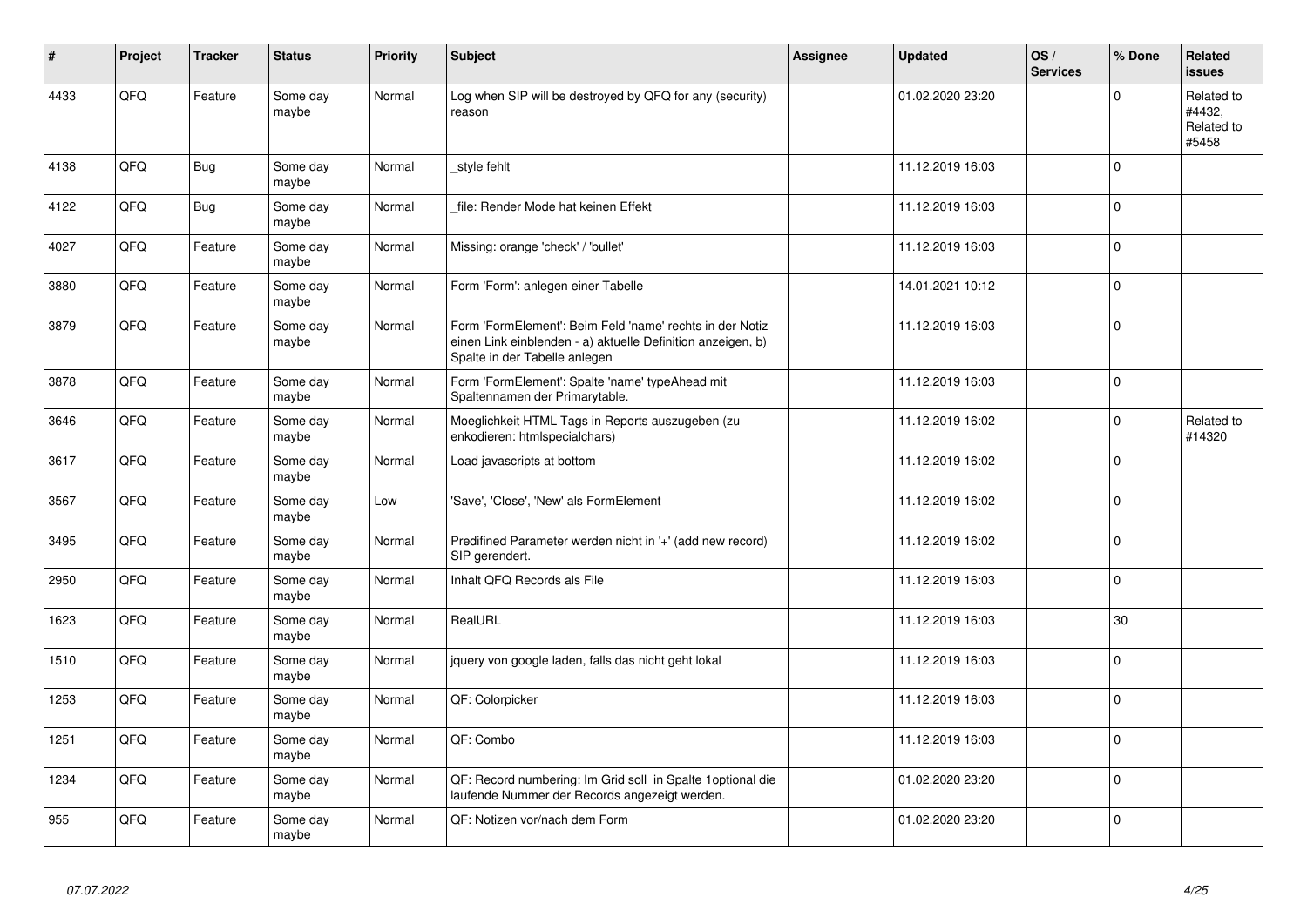| # | Project | Tracker | Status | Priority | Subject | Assignee | Updated | OS / Services | % Done | Related issues |
|---|---|---|---|---|---|---|---|---|---|---|
| 4433 | QFQ | Feature | Some day maybe | Normal | Log when SIP will be destroyed by QFQ for any (security) reason | | 01.02.2020 23:20 | | 0 | Related to #4432, Related to #5458 |
| 4138 | QFQ | Bug | Some day maybe | Normal | _style fehlt | | 11.12.2019 16:03 | | 0 | |
| 4122 | QFQ | Bug | Some day maybe | Normal | _file: Render Mode hat keinen Effekt | | 11.12.2019 16:03 | | 0 | |
| 4027 | QFQ | Feature | Some day maybe | Normal | Missing: orange 'check' / 'bullet' | | 11.12.2019 16:03 | | 0 | |
| 3880 | QFQ | Feature | Some day maybe | Normal | Form 'Form': anlegen einer Tabelle | | 14.01.2021 10:12 | | 0 | |
| 3879 | QFQ | Feature | Some day maybe | Normal | Form 'FormElement': Beim Feld 'name' rechts in der Notiz einen Link einblenden - a) aktuelle Definition anzeigen, b) Spalte in der Tabelle anlegen | | 11.12.2019 16:03 | | 0 | |
| 3878 | QFQ | Feature | Some day maybe | Normal | Form 'FormElement': Spalte 'name' typeAhead mit Spaltennamen der Primarytable. | | 11.12.2019 16:03 | | 0 | |
| 3646 | QFQ | Feature | Some day maybe | Normal | Moeglichkeit HTML Tags in Reports auszugeben (zu enkodieren: htmlspecialchars) | | 11.12.2019 16:02 | | 0 | Related to #14320 |
| 3617 | QFQ | Feature | Some day maybe | Normal | Load javascripts at bottom | | 11.12.2019 16:02 | | 0 | |
| 3567 | QFQ | Feature | Some day maybe | Low | 'Save', 'Close', 'New' als FormElement | | 11.12.2019 16:02 | | 0 | |
| 3495 | QFQ | Feature | Some day maybe | Normal | Predifined Parameter werden nicht in '+' (add new record) SIP gerendert. | | 11.12.2019 16:02 | | 0 | |
| 2950 | QFQ | Feature | Some day maybe | Normal | Inhalt QFQ Records als File | | 11.12.2019 16:03 | | 0 | |
| 1623 | QFQ | Feature | Some day maybe | Normal | RealURL | | 11.12.2019 16:03 | | 30 | |
| 1510 | QFQ | Feature | Some day maybe | Normal | jquery von google laden, falls das nicht geht lokal | | 11.12.2019 16:03 | | 0 | |
| 1253 | QFQ | Feature | Some day maybe | Normal | QF: Colorpicker | | 11.12.2019 16:03 | | 0 | |
| 1251 | QFQ | Feature | Some day maybe | Normal | QF: Combo | | 11.12.2019 16:03 | | 0 | |
| 1234 | QFQ | Feature | Some day maybe | Normal | QF: Record numbering: Im Grid soll in Spalte 1optional die laufende Nummer der Records angezeigt werden. | | 01.02.2020 23:20 | | 0 | |
| 955 | QFQ | Feature | Some day maybe | Normal | QF: Notizen vor/nach dem Form | | 01.02.2020 23:20 | | 0 | |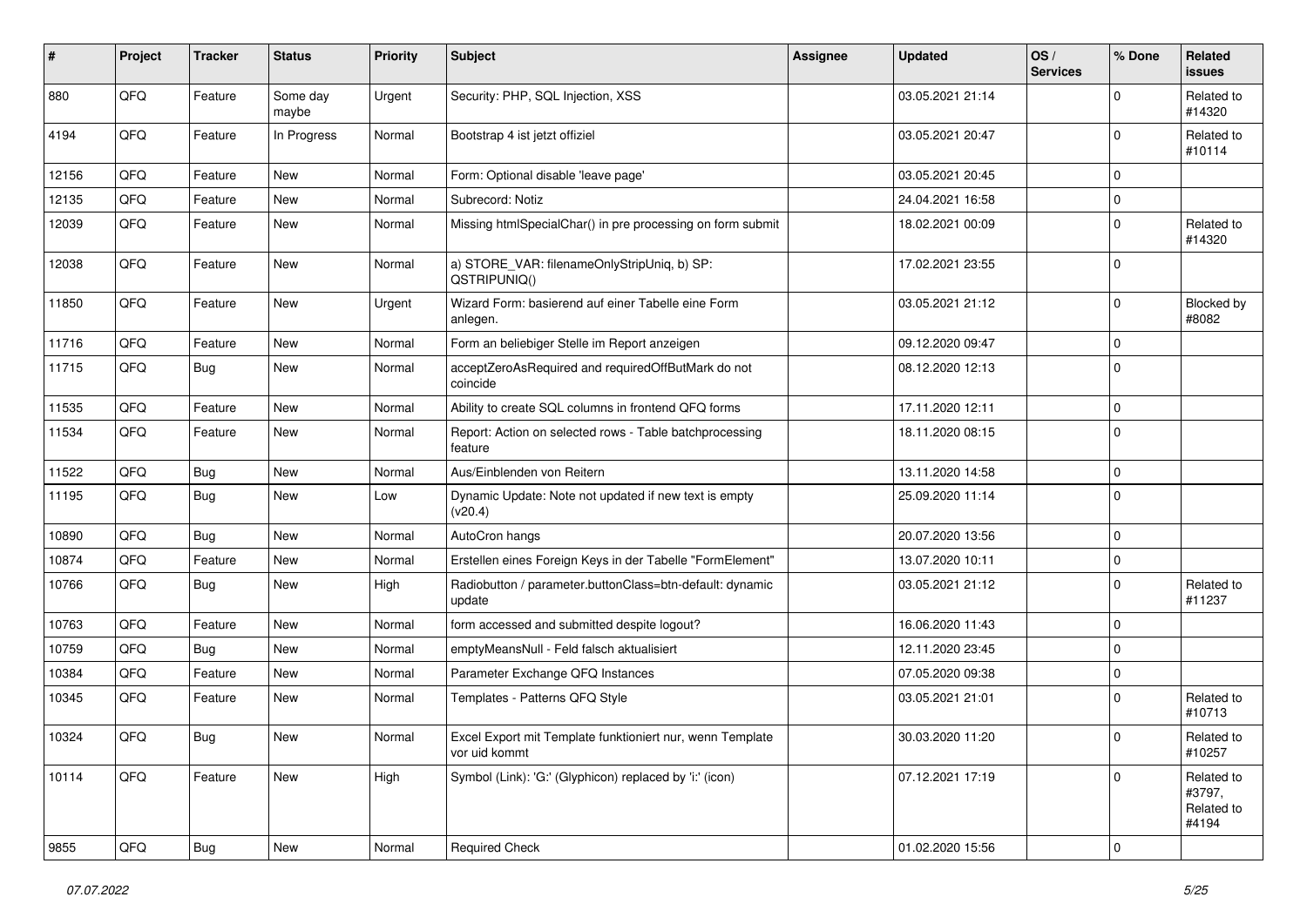| # | Project | Tracker | Status | Priority | Subject | Assignee | Updated | OS / Services | % Done | Related issues |
|---|---|---|---|---|---|---|---|---|---|---|
| 880 | QFQ | Feature | Some day maybe | Urgent | Security: PHP, SQL Injection, XSS | | 03.05.2021 21:14 | | 0 | Related to #14320 |
| 4194 | QFQ | Feature | In Progress | Normal | Bootstrap 4 ist jetzt offiziel | | 03.05.2021 20:47 | | 0 | Related to #10114 |
| 12156 | QFQ | Feature | New | Normal | Form: Optional disable 'leave page' | | 03.05.2021 20:45 | | 0 | |
| 12135 | QFQ | Feature | New | Normal | Subrecord: Notiz | | 24.04.2021 16:58 | | 0 | |
| 12039 | QFQ | Feature | New | Normal | Missing htmlSpecialChar() in pre processing on form submit | | 18.02.2021 00:09 | | 0 | Related to #14320 |
| 12038 | QFQ | Feature | New | Normal | a) STORE_VAR: filenameOnlyStripUniq, b) SP: QSTRIPUNIQ() | | 17.02.2021 23:55 | | 0 | |
| 11850 | QFQ | Feature | New | Urgent | Wizard Form: basierend auf einer Tabelle eine Form anlegen. | | 03.05.2021 21:12 | | 0 | Blocked by #8082 |
| 11716 | QFQ | Feature | New | Normal | Form an beliebiger Stelle im Report anzeigen | | 09.12.2020 09:47 | | 0 | |
| 11715 | QFQ | Bug | New | Normal | acceptZeroAsRequired and requiredOffButMark do not coincide | | 08.12.2020 12:13 | | 0 | |
| 11535 | QFQ | Feature | New | Normal | Ability to create SQL columns in frontend QFQ forms | | 17.11.2020 12:11 | | 0 | |
| 11534 | QFQ | Feature | New | Normal | Report: Action on selected rows - Table batchprocessing feature | | 18.11.2020 08:15 | | 0 | |
| 11522 | QFQ | Bug | New | Normal | Aus/Einblenden von Reitern | | 13.11.2020 14:58 | | 0 | |
| 11195 | QFQ | Bug | New | Low | Dynamic Update: Note not updated if new text is empty (v20.4) | | 25.09.2020 11:14 | | 0 | |
| 10890 | QFQ | Bug | New | Normal | AutoCron hangs | | 20.07.2020 13:56 | | 0 | |
| 10874 | QFQ | Feature | New | Normal | Erstellen eines Foreign Keys in der Tabelle "FormElement" | | 13.07.2020 10:11 | | 0 | |
| 10766 | QFQ | Bug | New | High | Radiobutton / parameter.buttonClass=btn-default: dynamic update | | 03.05.2021 21:12 | | 0 | Related to #11237 |
| 10763 | QFQ | Feature | New | Normal | form accessed and submitted despite logout? | | 16.06.2020 11:43 | | 0 | |
| 10759 | QFQ | Bug | New | Normal | emptyMeansNull - Feld falsch aktualisiert | | 12.11.2020 23:45 | | 0 | |
| 10384 | QFQ | Feature | New | Normal | Parameter Exchange QFQ Instances | | 07.05.2020 09:38 | | 0 | |
| 10345 | QFQ | Feature | New | Normal | Templates - Patterns QFQ Style | | 03.05.2021 21:01 | | 0 | Related to #10713 |
| 10324 | QFQ | Bug | New | Normal | Excel Export mit Template funktioniert nur, wenn Template vor uid kommt | | 30.03.2020 11:20 | | 0 | Related to #10257 |
| 10114 | QFQ | Feature | New | High | Symbol (Link): 'G:' (Glyphicon) replaced by 'i:' (icon) | | 07.12.2021 17:19 | | 0 | Related to #3797, Related to #4194 |
| 9855 | QFQ | Bug | New | Normal | Required Check | | 01.02.2020 15:56 | | 0 | |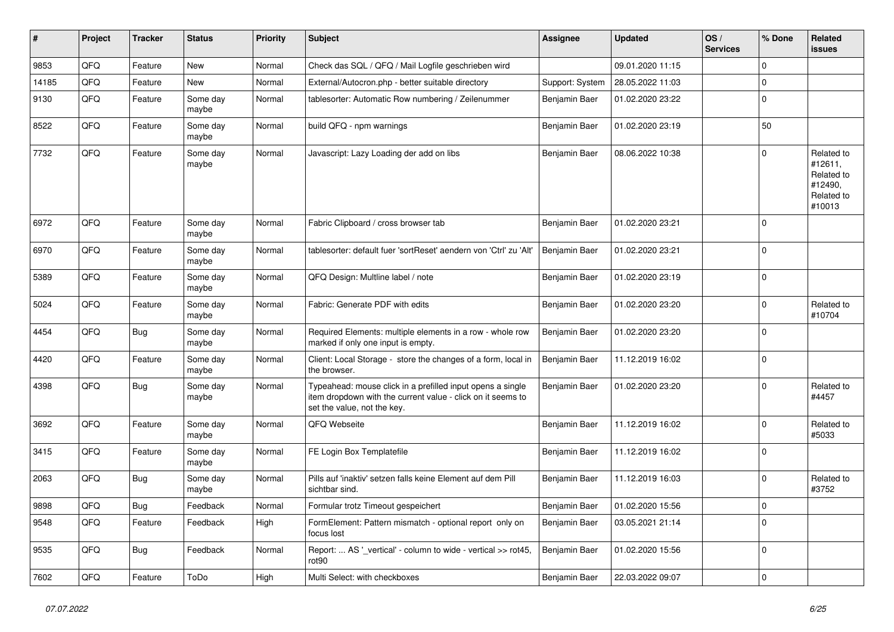| # | Project | Tracker | Status | Priority | Subject | Assignee | Updated | OS / Services | % Done | Related issues |
|---|---|---|---|---|---|---|---|---|---|---|
| 9853 | QFQ | Feature | New | Normal | Check das SQL / QFQ / Mail Logfile geschrieben wird | | 09.01.2020 11:15 | | 0 | |
| 14185 | QFQ | Feature | New | Normal | External/Autocron.php - better suitable directory | Support: System | 28.05.2022 11:03 | | 0 | |
| 9130 | QFQ | Feature | Some day maybe | Normal | tablesorter: Automatic Row numbering / Zeilenummer | Benjamin Baer | 01.02.2020 23:22 | | 0 | |
| 8522 | QFQ | Feature | Some day maybe | Normal | build QFQ - npm warnings | Benjamin Baer | 01.02.2020 23:19 | | 50 | |
| 7732 | QFQ | Feature | Some day maybe | Normal | Javascript: Lazy Loading der add on libs | Benjamin Baer | 08.06.2022 10:38 | | 0 | Related to #12611, Related to #12490, Related to #10013 |
| 6972 | QFQ | Feature | Some day maybe | Normal | Fabric Clipboard / cross browser tab | Benjamin Baer | 01.02.2020 23:21 | | 0 | |
| 6970 | QFQ | Feature | Some day maybe | Normal | tablesorter: default fuer 'sortReset' aendern von 'Ctrl' zu 'Alt' | Benjamin Baer | 01.02.2020 23:21 | | 0 | |
| 5389 | QFQ | Feature | Some day maybe | Normal | QFQ Design: Multline label / note | Benjamin Baer | 01.02.2020 23:19 | | 0 | |
| 5024 | QFQ | Feature | Some day maybe | Normal | Fabric: Generate PDF with edits | Benjamin Baer | 01.02.2020 23:20 | | 0 | Related to #10704 |
| 4454 | QFQ | Bug | Some day maybe | Normal | Required Elements: multiple elements in a row - whole row marked if only one input is empty. | Benjamin Baer | 01.02.2020 23:20 | | 0 | |
| 4420 | QFQ | Feature | Some day maybe | Normal | Client: Local Storage - store the changes of a form, local in the browser. | Benjamin Baer | 11.12.2019 16:02 | | 0 | |
| 4398 | QFQ | Bug | Some day maybe | Normal | Typeahead: mouse click in a prefilled input opens a single item dropdown with the current value - click on it seems to set the value, not the key. | Benjamin Baer | 01.02.2020 23:20 | | 0 | Related to #4457 |
| 3692 | QFQ | Feature | Some day maybe | Normal | QFQ Webseite | Benjamin Baer | 11.12.2019 16:02 | | 0 | Related to #5033 |
| 3415 | QFQ | Feature | Some day maybe | Normal | FE Login Box Templatefile | Benjamin Baer | 11.12.2019 16:02 | | 0 | |
| 2063 | QFQ | Bug | Some day maybe | Normal | Pills auf 'inaktiv' setzen falls keine Element auf dem Pill sichtbar sind. | Benjamin Baer | 11.12.2019 16:03 | | 0 | Related to #3752 |
| 9898 | QFQ | Bug | Feedback | Normal | Formular trotz Timeout gespeichert | Benjamin Baer | 01.02.2020 15:56 | | 0 | |
| 9548 | QFQ | Feature | Feedback | High | FormElement: Pattern mismatch - optional report only on focus lost | Benjamin Baer | 03.05.2021 21:14 | | 0 | |
| 9535 | QFQ | Bug | Feedback | Normal | Report: ... AS '_vertical' - column to wide - vertical >> rot45, rot90 | Benjamin Baer | 01.02.2020 15:56 | | 0 | |
| 7602 | QFQ | Feature | ToDo | High | Multi Select: with checkboxes | Benjamin Baer | 22.03.2022 09:07 | | 0 | |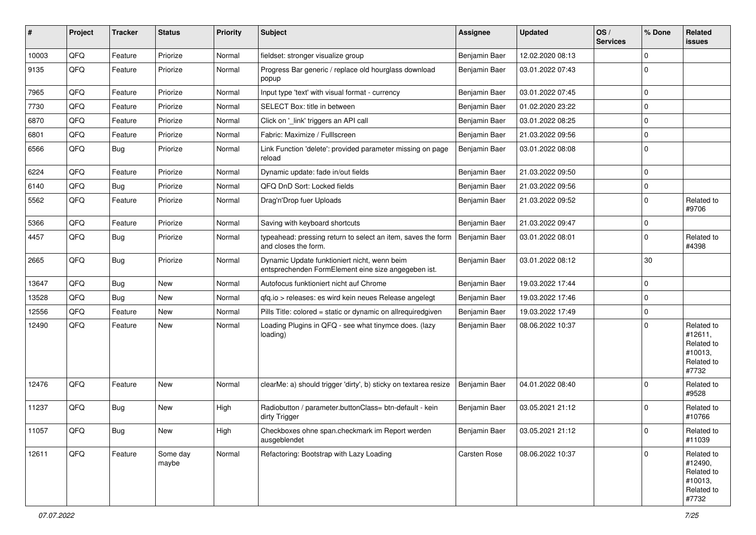| # | Project | Tracker | Status | Priority | Subject | Assignee | Updated | OS / Services | % Done | Related issues |
|---|---|---|---|---|---|---|---|---|---|---|
| 10003 | QFQ | Feature | Priorize | Normal | fieldset: stronger visualize group | Benjamin Baer | 12.02.2020 08:13 | | 0 | |
| 9135 | QFQ | Feature | Priorize | Normal | Progress Bar generic / replace old hourglass download popup | Benjamin Baer | 03.01.2022 07:43 | | 0 | |
| 7965 | QFQ | Feature | Priorize | Normal | Input type 'text' with visual format - currency | Benjamin Baer | 03.01.2022 07:45 | | 0 | |
| 7730 | QFQ | Feature | Priorize | Normal | SELECT Box: title in between | Benjamin Baer | 01.02.2020 23:22 | | 0 | |
| 6870 | QFQ | Feature | Priorize | Normal | Click on '_link' triggers an API call | Benjamin Baer | 03.01.2022 08:25 | | 0 | |
| 6801 | QFQ | Feature | Priorize | Normal | Fabric: Maximize / FullIscreen | Benjamin Baer | 21.03.2022 09:56 | | 0 | |
| 6566 | QFQ | Bug | Priorize | Normal | Link Function 'delete': provided parameter missing on page reload | Benjamin Baer | 03.01.2022 08:08 | | 0 | |
| 6224 | QFQ | Feature | Priorize | Normal | Dynamic update: fade in/out fields | Benjamin Baer | 21.03.2022 09:50 | | 0 | |
| 6140 | QFQ | Bug | Priorize | Normal | QFQ DnD Sort: Locked fields | Benjamin Baer | 21.03.2022 09:56 | | 0 | |
| 5562 | QFQ | Feature | Priorize | Normal | Drag'n'Drop fuer Uploads | Benjamin Baer | 21.03.2022 09:52 | | 0 | Related to #9706 |
| 5366 | QFQ | Feature | Priorize | Normal | Saving with keyboard shortcuts | Benjamin Baer | 21.03.2022 09:47 | | 0 | |
| 4457 | QFQ | Bug | Priorize | Normal | typeahead: pressing return to select an item, saves the form and closes the form. | Benjamin Baer | 03.01.2022 08:01 | | 0 | Related to #4398 |
| 2665 | QFQ | Bug | Priorize | Normal | Dynamic Update funktioniert nicht, wenn beim entsprechenden FormElement eine size angegeben ist. | Benjamin Baer | 03.01.2022 08:12 | | 30 | |
| 13647 | QFQ | Bug | New | Normal | Autofocus funktioniert nicht auf Chrome | Benjamin Baer | 19.03.2022 17:44 | | 0 | |
| 13528 | QFQ | Bug | New | Normal | qfq.io > releases: es wird kein neues Release angelegt | Benjamin Baer | 19.03.2022 17:46 | | 0 | |
| 12556 | QFQ | Feature | New | Normal | Pills Title: colored = static or dynamic on allrequiredgiven | Benjamin Baer | 19.03.2022 17:49 | | 0 | |
| 12490 | QFQ | Feature | New | Normal | Loading Plugins in QFQ - see what tinymce does. (lazy loading) | Benjamin Baer | 08.06.2022 10:37 | | 0 | Related to #12611, Related to #10013, Related to #7732 |
| 12476 | QFQ | Feature | New | Normal | clearMe: a) should trigger 'dirty', b) sticky on textarea resize | Benjamin Baer | 04.01.2022 08:40 | | 0 | Related to #9528 |
| 11237 | QFQ | Bug | New | High | Radiobutton / parameter.buttonClass= btn-default - kein dirty Trigger | Benjamin Baer | 03.05.2021 21:12 | | 0 | Related to #10766 |
| 11057 | QFQ | Bug | New | High | Checkboxes ohne span.checkmark im Report werden ausgeblendet | Benjamin Baer | 03.05.2021 21:12 | | 0 | Related to #11039 |
| 12611 | QFQ | Feature | Some day maybe | Normal | Refactoring: Bootstrap with Lazy Loading | Carsten Rose | 08.06.2022 10:37 | | 0 | Related to #12490, Related to #10013, Related to #7732 |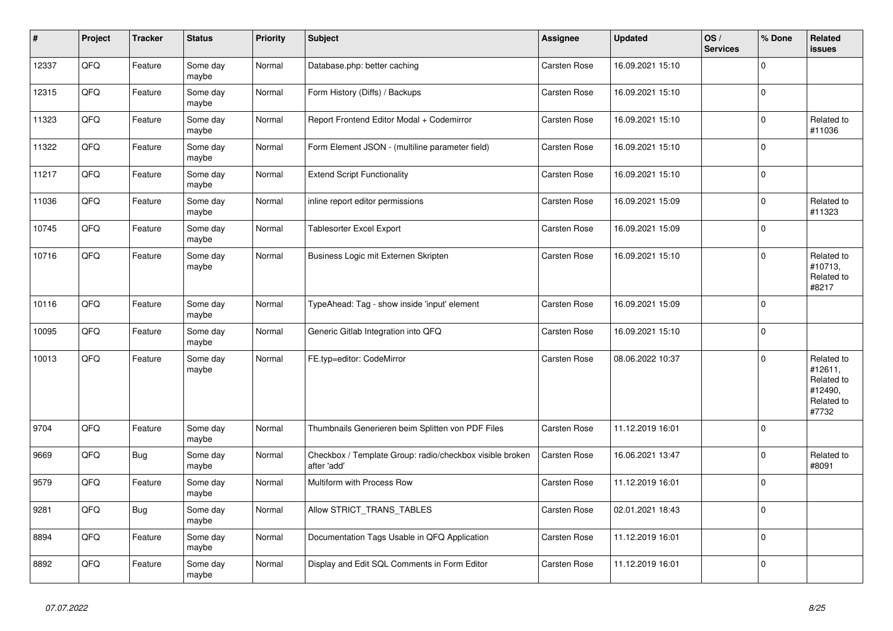| # | Project | Tracker | Status | Priority | Subject | Assignee | Updated | OS / Services | % Done | Related issues |
|---|---|---|---|---|---|---|---|---|---|---|
| 12337 | QFQ | Feature | Some day maybe | Normal | Database.php: better caching | Carsten Rose | 16.09.2021 15:10 | | 0 | |
| 12315 | QFQ | Feature | Some day maybe | Normal | Form History (Diffs) / Backups | Carsten Rose | 16.09.2021 15:10 | | 0 | |
| 11323 | QFQ | Feature | Some day maybe | Normal | Report Frontend Editor Modal + Codemirror | Carsten Rose | 16.09.2021 15:10 | | 0 | Related to #11036 |
| 11322 | QFQ | Feature | Some day maybe | Normal | Form Element JSON - (multiline parameter field) | Carsten Rose | 16.09.2021 15:10 | | 0 | |
| 11217 | QFQ | Feature | Some day maybe | Normal | Extend Script Functionality | Carsten Rose | 16.09.2021 15:10 | | 0 | |
| 11036 | QFQ | Feature | Some day maybe | Normal | inline report editor permissions | Carsten Rose | 16.09.2021 15:09 | | 0 | Related to #11323 |
| 10745 | QFQ | Feature | Some day maybe | Normal | Tablesorter Excel Export | Carsten Rose | 16.09.2021 15:09 | | 0 | |
| 10716 | QFQ | Feature | Some day maybe | Normal | Business Logic mit Externen Skripten | Carsten Rose | 16.09.2021 15:10 | | 0 | Related to #10713, Related to #8217 |
| 10116 | QFQ | Feature | Some day maybe | Normal | TypeAhead: Tag - show inside 'input' element | Carsten Rose | 16.09.2021 15:09 | | 0 | |
| 10095 | QFQ | Feature | Some day maybe | Normal | Generic Gitlab Integration into QFQ | Carsten Rose | 16.09.2021 15:10 | | 0 | |
| 10013 | QFQ | Feature | Some day maybe | Normal | FE.typ=editor: CodeMirror | Carsten Rose | 08.06.2022 10:37 | | 0 | Related to #12611, Related to #12490, Related to #7732 |
| 9704 | QFQ | Feature | Some day maybe | Normal | Thumbnails Generieren beim Splitten von PDF Files | Carsten Rose | 11.12.2019 16:01 | | 0 | |
| 9669 | QFQ | Bug | Some day maybe | Normal | Checkbox / Template Group: radio/checkbox visible broken after 'add' | Carsten Rose | 16.06.2021 13:47 | | 0 | Related to #8091 |
| 9579 | QFQ | Feature | Some day maybe | Normal | Multiform with Process Row | Carsten Rose | 11.12.2019 16:01 | | 0 | |
| 9281 | QFQ | Bug | Some day maybe | Normal | Allow STRICT_TRANS_TABLES | Carsten Rose | 02.01.2021 18:43 | | 0 | |
| 8894 | QFQ | Feature | Some day maybe | Normal | Documentation Tags Usable in QFQ Application | Carsten Rose | 11.12.2019 16:01 | | 0 | |
| 8892 | QFQ | Feature | Some day maybe | Normal | Display and Edit SQL Comments in Form Editor | Carsten Rose | 11.12.2019 16:01 | | 0 | |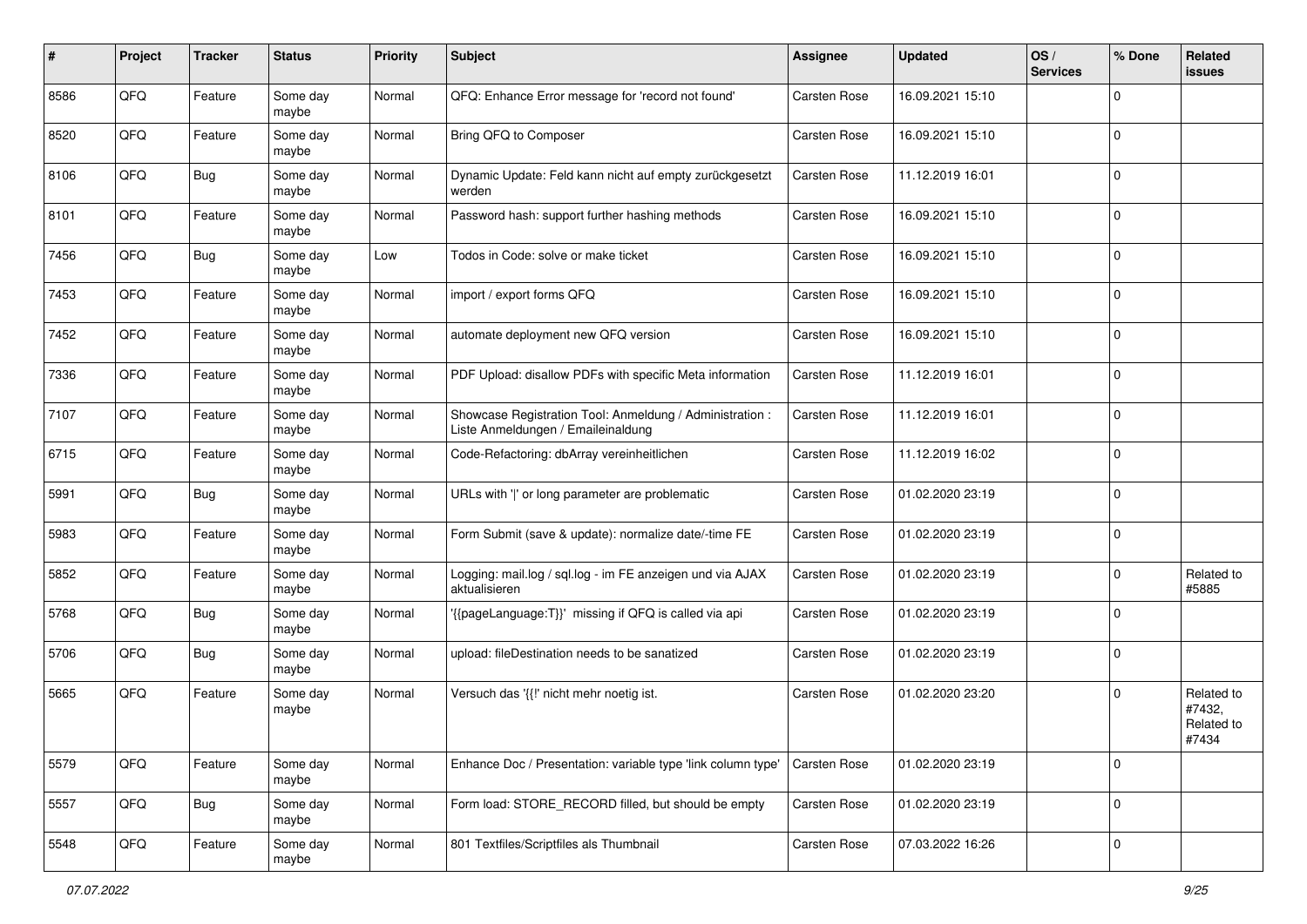| # | Project | Tracker | Status | Priority | Subject | Assignee | Updated | OS / Services | % Done | Related issues |
|---|---|---|---|---|---|---|---|---|---|---|
| 8586 | QFQ | Feature | Some day maybe | Normal | QFQ: Enhance Error message for 'record not found' | Carsten Rose | 16.09.2021 15:10 | | 0 | |
| 8520 | QFQ | Feature | Some day maybe | Normal | Bring QFQ to Composer | Carsten Rose | 16.09.2021 15:10 | | 0 | |
| 8106 | QFQ | Bug | Some day maybe | Normal | Dynamic Update: Feld kann nicht auf empty zurückgesetzt werden | Carsten Rose | 11.12.2019 16:01 | | 0 | |
| 8101 | QFQ | Feature | Some day maybe | Normal | Password hash: support further hashing methods | Carsten Rose | 16.09.2021 15:10 | | 0 | |
| 7456 | QFQ | Bug | Some day maybe | Low | Todos in Code: solve or make ticket | Carsten Rose | 16.09.2021 15:10 | | 0 | |
| 7453 | QFQ | Feature | Some day maybe | Normal | import / export forms QFQ | Carsten Rose | 16.09.2021 15:10 | | 0 | |
| 7452 | QFQ | Feature | Some day maybe | Normal | automate deployment new QFQ version | Carsten Rose | 16.09.2021 15:10 | | 0 | |
| 7336 | QFQ | Feature | Some day maybe | Normal | PDF Upload: disallow PDFs with specific Meta information | Carsten Rose | 11.12.2019 16:01 | | 0 | |
| 7107 | QFQ | Feature | Some day maybe | Normal | Showcase Registration Tool: Anmeldung / Administration : Liste Anmeldungen / Emaileinaldung | Carsten Rose | 11.12.2019 16:01 | | 0 | |
| 6715 | QFQ | Feature | Some day maybe | Normal | Code-Refactoring: dbArray vereinheitlichen | Carsten Rose | 11.12.2019 16:02 | | 0 | |
| 5991 | QFQ | Bug | Some day maybe | Normal | URLs with '\|' or long parameter are problematic | Carsten Rose | 01.02.2020 23:19 | | 0 | |
| 5983 | QFQ | Feature | Some day maybe | Normal | Form Submit (save & update): normalize date/-time FE | Carsten Rose | 01.02.2020 23:19 | | 0 | |
| 5852 | QFQ | Feature | Some day maybe | Normal | Logging: mail.log / sql.log - im FE anzeigen und via AJAX aktualisieren | Carsten Rose | 01.02.2020 23:19 | | 0 | Related to #5885 |
| 5768 | QFQ | Bug | Some day maybe | Normal | '{{pageLanguage:T}}' missing if QFQ is called via api | Carsten Rose | 01.02.2020 23:19 | | 0 | |
| 5706 | QFQ | Bug | Some day maybe | Normal | upload: fileDestination needs to be sanatized | Carsten Rose | 01.02.2020 23:19 | | 0 | |
| 5665 | QFQ | Feature | Some day maybe | Normal | Versuch das '{{!' nicht mehr noetig ist. | Carsten Rose | 01.02.2020 23:20 | | 0 | Related to #7432, Related to #7434 |
| 5579 | QFQ | Feature | Some day maybe | Normal | Enhance Doc / Presentation: variable type 'link column type' | Carsten Rose | 01.02.2020 23:19 | | 0 | |
| 5557 | QFQ | Bug | Some day maybe | Normal | Form load: STORE_RECORD filled, but should be empty | Carsten Rose | 01.02.2020 23:19 | | 0 | |
| 5548 | QFQ | Feature | Some day maybe | Normal | 801 Textfiles/Scriptfiles als Thumbnail | Carsten Rose | 07.03.2022 16:26 | | 0 | |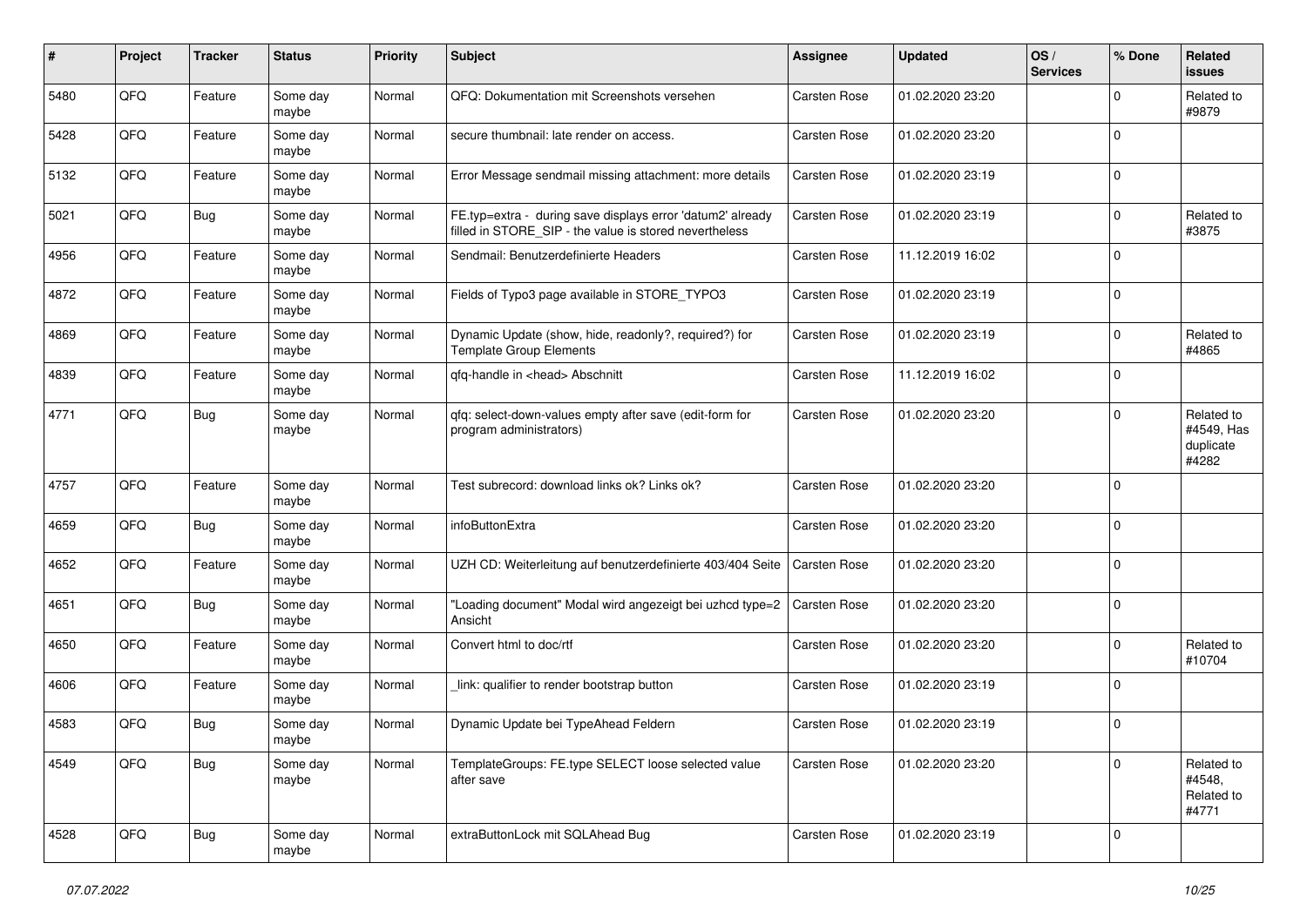| # | Project | Tracker | Status | Priority | Subject | Assignee | Updated | OS / Services | % Done | Related issues |
|---|---|---|---|---|---|---|---|---|---|---|
| 5480 | QFQ | Feature | Some day maybe | Normal | QFQ: Dokumentation mit Screenshots versehen | Carsten Rose | 01.02.2020 23:20 | | 0 | Related to #9879 |
| 5428 | QFQ | Feature | Some day maybe | Normal | secure thumbnail: late render on access. | Carsten Rose | 01.02.2020 23:20 | | 0 | |
| 5132 | QFQ | Feature | Some day maybe | Normal | Error Message sendmail missing attachment: more details | Carsten Rose | 01.02.2020 23:19 | | 0 | |
| 5021 | QFQ | Bug | Some day maybe | Normal | FE.typ=extra - during save displays error 'datum2' already filled in STORE_SIP - the value is stored nevertheless | Carsten Rose | 01.02.2020 23:19 | | 0 | Related to #3875 |
| 4956 | QFQ | Feature | Some day maybe | Normal | Sendmail: Benutzerdefinierte Headers | Carsten Rose | 11.12.2019 16:02 | | 0 | |
| 4872 | QFQ | Feature | Some day maybe | Normal | Fields of Typo3 page available in STORE_TYPO3 | Carsten Rose | 01.02.2020 23:19 | | 0 | |
| 4869 | QFQ | Feature | Some day maybe | Normal | Dynamic Update (show, hide, readonly?, required?) for Template Group Elements | Carsten Rose | 01.02.2020 23:19 | | 0 | Related to #4865 |
| 4839 | QFQ | Feature | Some day maybe | Normal | qfq-handle in <head> Abschnitt | Carsten Rose | 11.12.2019 16:02 | | 0 | |
| 4771 | QFQ | Bug | Some day maybe | Normal | qfq: select-down-values empty after save (edit-form for program administrators) | Carsten Rose | 01.02.2020 23:20 | | 0 | Related to #4549, Has duplicate #4282 |
| 4757 | QFQ | Feature | Some day maybe | Normal | Test subrecord: download links ok? Links ok? | Carsten Rose | 01.02.2020 23:20 | | 0 | |
| 4659 | QFQ | Bug | Some day maybe | Normal | infoButtonExtra | Carsten Rose | 01.02.2020 23:20 | | 0 | |
| 4652 | QFQ | Feature | Some day maybe | Normal | UZH CD: Weiterleitung auf benutzerdefinierte 403/404 Seite | Carsten Rose | 01.02.2020 23:20 | | 0 | |
| 4651 | QFQ | Bug | Some day maybe | Normal | "Loading document" Modal wird angezeigt bei uzhcd type=2 Ansicht | Carsten Rose | 01.02.2020 23:20 | | 0 | |
| 4650 | QFQ | Feature | Some day maybe | Normal | Convert html to doc/rtf | Carsten Rose | 01.02.2020 23:20 | | 0 | Related to #10704 |
| 4606 | QFQ | Feature | Some day maybe | Normal | _link: qualifier to render bootstrap button | Carsten Rose | 01.02.2020 23:19 | | 0 | |
| 4583 | QFQ | Bug | Some day maybe | Normal | Dynamic Update bei TypeAhead Feldern | Carsten Rose | 01.02.2020 23:19 | | 0 | |
| 4549 | QFQ | Bug | Some day maybe | Normal | TemplateGroups: FE.type SELECT loose selected value after save | Carsten Rose | 01.02.2020 23:20 | | 0 | Related to #4548, Related to #4771 |
| 4528 | QFQ | Bug | Some day maybe | Normal | extraButtonLock mit SQLAhead Bug | Carsten Rose | 01.02.2020 23:19 | | 0 | |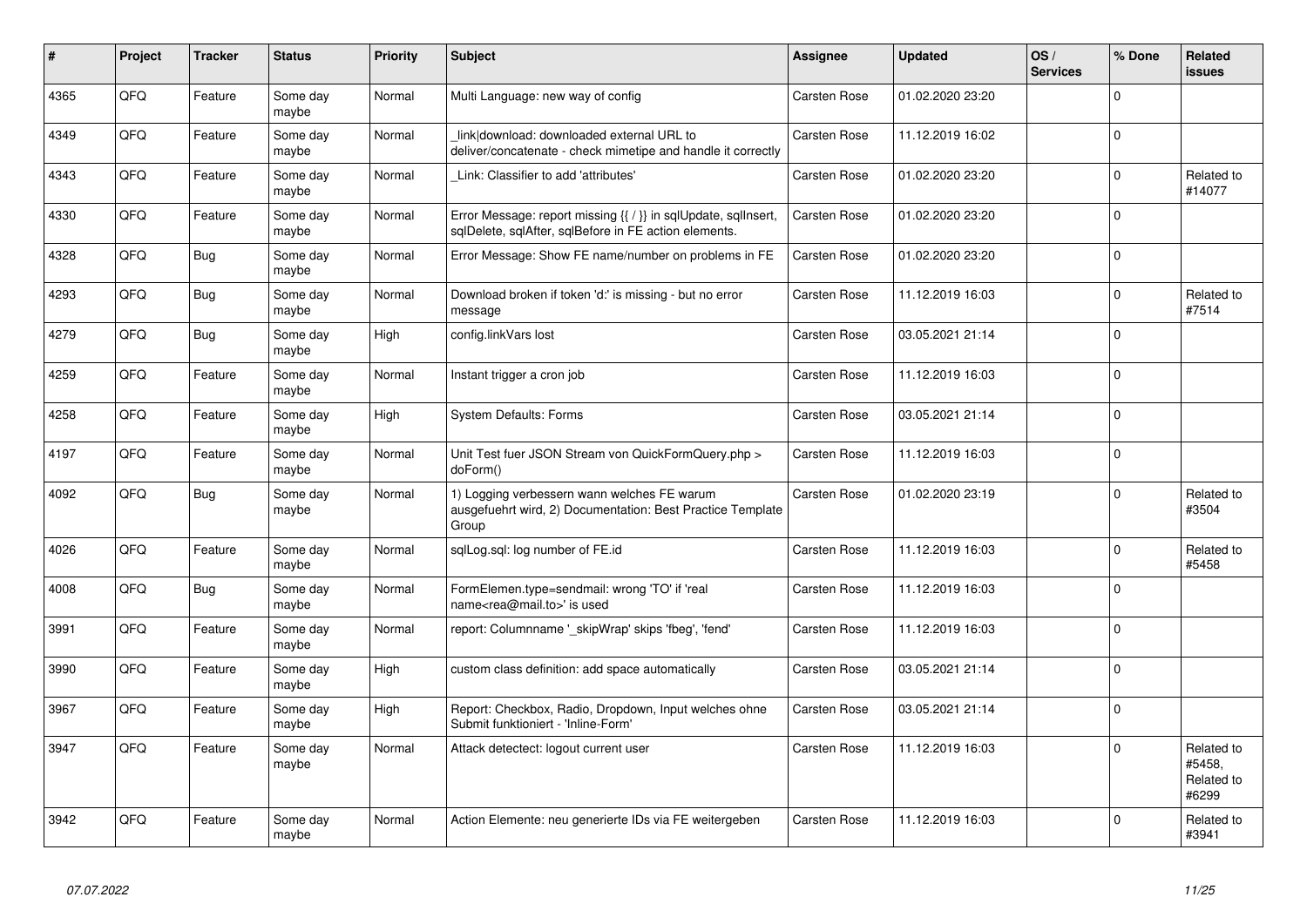| # | Project | Tracker | Status | Priority | Subject | Assignee | Updated | OS / Services | % Done | Related issues |
|---|---|---|---|---|---|---|---|---|---|---|
| 4365 | QFQ | Feature | Some day maybe | Normal | Multi Language: new way of config | Carsten Rose | 01.02.2020 23:20 | | 0 | |
| 4349 | QFQ | Feature | Some day maybe | Normal | _link\|download: downloaded external URL to deliver/concatenate - check mimetipe and handle it correctly | Carsten Rose | 11.12.2019 16:02 | | 0 | |
| 4343 | QFQ | Feature | Some day maybe | Normal | _Link: Classifier to add 'attributes' | Carsten Rose | 01.02.2020 23:20 | | 0 | Related to #14077 |
| 4330 | QFQ | Feature | Some day maybe | Normal | Error Message: report missing {{ / }} in sqlUpdate, sqlInsert, sqlDelete, sqlAfter, sqlBefore in FE action elements. | Carsten Rose | 01.02.2020 23:20 | | 0 | |
| 4328 | QFQ | Bug | Some day maybe | Normal | Error Message: Show FE name/number on problems in FE | Carsten Rose | 01.02.2020 23:20 | | 0 | |
| 4293 | QFQ | Bug | Some day maybe | Normal | Download broken if token 'd:' is missing - but no error message | Carsten Rose | 11.12.2019 16:03 | | 0 | Related to #7514 |
| 4279 | QFQ | Bug | Some day maybe | High | config.linkVars lost | Carsten Rose | 03.05.2021 21:14 | | 0 | |
| 4259 | QFQ | Feature | Some day maybe | Normal | Instant trigger a cron job | Carsten Rose | 11.12.2019 16:03 | | 0 | |
| 4258 | QFQ | Feature | Some day maybe | High | System Defaults: Forms | Carsten Rose | 03.05.2021 21:14 | | 0 | |
| 4197 | QFQ | Feature | Some day maybe | Normal | Unit Test fuer JSON Stream von QuickFormQuery.php > doForm() | Carsten Rose | 11.12.2019 16:03 | | 0 | |
| 4092 | QFQ | Bug | Some day maybe | Normal | 1) Logging verbessern wann welches FE warum ausgefuehrt wird, 2) Documentation: Best Practice Template Group | Carsten Rose | 01.02.2020 23:19 | | 0 | Related to #3504 |
| 4026 | QFQ | Feature | Some day maybe | Normal | sqlLog.sql: log number of FE.id | Carsten Rose | 11.12.2019 16:03 | | 0 | Related to #5458 |
| 4008 | QFQ | Bug | Some day maybe | Normal | FormElemen.type=sendmail: wrong 'TO' if 'real name<rea@mail.to>' is used | Carsten Rose | 11.12.2019 16:03 | | 0 | |
| 3991 | QFQ | Feature | Some day maybe | Normal | report: Columnname '_skipWrap' skips 'fbeg', 'fend' | Carsten Rose | 11.12.2019 16:03 | | 0 | |
| 3990 | QFQ | Feature | Some day maybe | High | custom class definition: add space automatically | Carsten Rose | 03.05.2021 21:14 | | 0 | |
| 3967 | QFQ | Feature | Some day maybe | High | Report: Checkbox, Radio, Dropdown, Input welches ohne Submit funktioniert - 'Inline-Form' | Carsten Rose | 03.05.2021 21:14 | | 0 | |
| 3947 | QFQ | Feature | Some day maybe | Normal | Attack detectect: logout current user | Carsten Rose | 11.12.2019 16:03 | | 0 | Related to #5458, Related to #6299 |
| 3942 | QFQ | Feature | Some day maybe | Normal | Action Elemente: neu generierte IDs via FE weitergeben | Carsten Rose | 11.12.2019 16:03 | | 0 | Related to #3941 |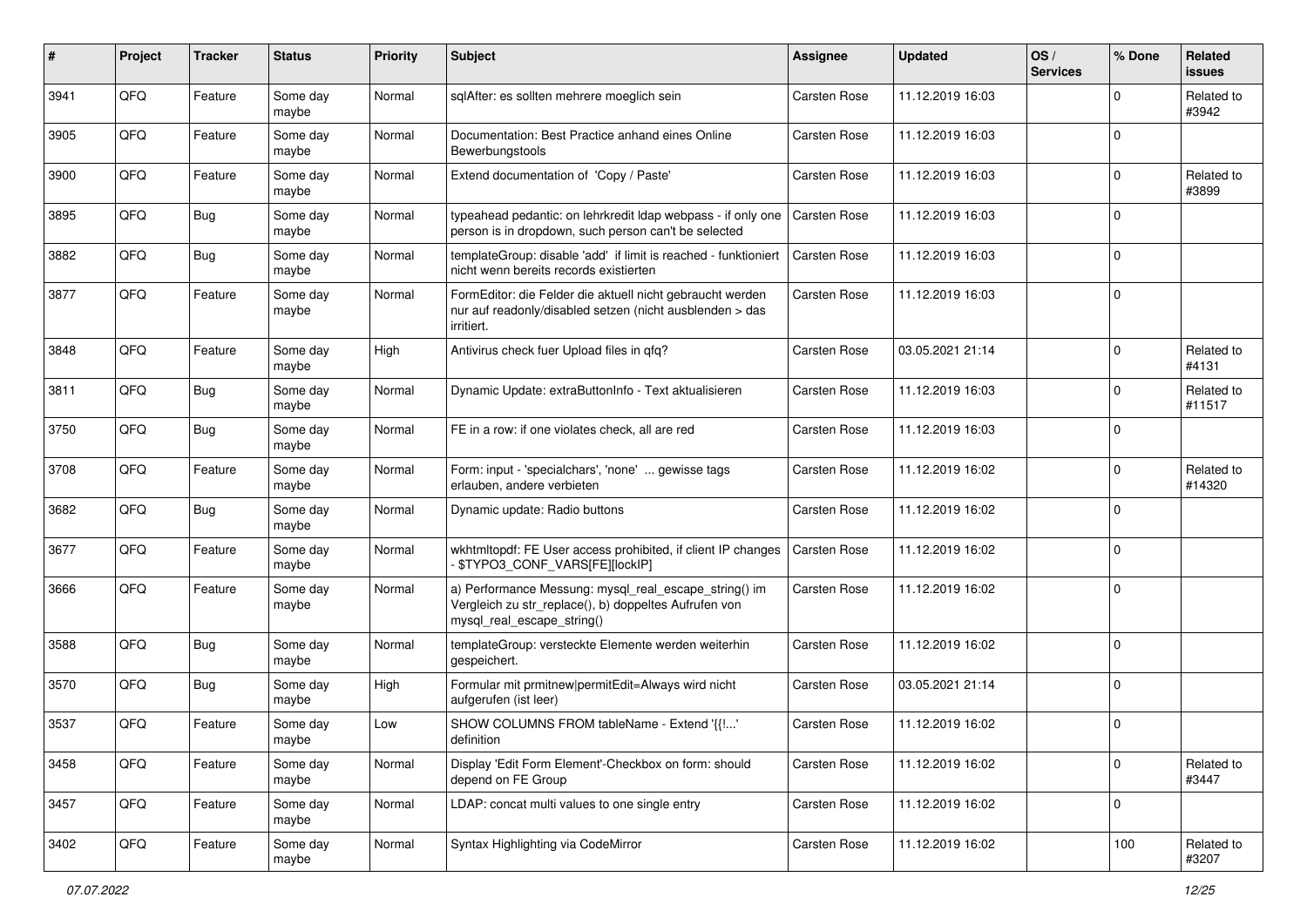| # | Project | Tracker | Status | Priority | Subject | Assignee | Updated | OS / Services | % Done | Related issues |
|---|---|---|---|---|---|---|---|---|---|---|
| 3941 | QFQ | Feature | Some day maybe | Normal | sqlAfter: es sollten mehrere moeglich sein | Carsten Rose | 11.12.2019 16:03 | | 0 | Related to #3942 |
| 3905 | QFQ | Feature | Some day maybe | Normal | Documentation: Best Practice anhand eines Online Bewerbungstools | Carsten Rose | 11.12.2019 16:03 | | 0 | |
| 3900 | QFQ | Feature | Some day maybe | Normal | Extend documentation of 'Copy / Paste' | Carsten Rose | 11.12.2019 16:03 | | 0 | Related to #3899 |
| 3895 | QFQ | Bug | Some day maybe | Normal | typeahead pedantic: on lehrkredit ldap webpass - if only one person is in dropdown, such person can't be selected | Carsten Rose | 11.12.2019 16:03 | | 0 | |
| 3882 | QFQ | Bug | Some day maybe | Normal | templateGroup: disable 'add' if limit is reached - funktioniert nicht wenn bereits records existierten | Carsten Rose | 11.12.2019 16:03 | | 0 | |
| 3877 | QFQ | Feature | Some day maybe | Normal | FormEditor: die Felder die aktuell nicht gebraucht werden nur auf readonly/disabled setzen (nicht ausblenden > das irritiert. | Carsten Rose | 11.12.2019 16:03 | | 0 | |
| 3848 | QFQ | Feature | Some day maybe | High | Antivirus check fuer Upload files in qfq? | Carsten Rose | 03.05.2021 21:14 | | 0 | Related to #4131 |
| 3811 | QFQ | Bug | Some day maybe | Normal | Dynamic Update: extraButtonInfo - Text aktualisieren | Carsten Rose | 11.12.2019 16:03 | | 0 | Related to #11517 |
| 3750 | QFQ | Bug | Some day maybe | Normal | FE in a row: if one violates check, all are red | Carsten Rose | 11.12.2019 16:03 | | 0 | |
| 3708 | QFQ | Feature | Some day maybe | Normal | Form: input - 'specialchars', 'none' ... gewisse tags erlauben, andere verbieten | Carsten Rose | 11.12.2019 16:02 | | 0 | Related to #14320 |
| 3682 | QFQ | Bug | Some day maybe | Normal | Dynamic update: Radio buttons | Carsten Rose | 11.12.2019 16:02 | | 0 | |
| 3677 | QFQ | Feature | Some day maybe | Normal | wkhtmltopdf: FE User access prohibited, if client IP changes - $TYPO3_CONF_VARS[FE][lockIP] | Carsten Rose | 11.12.2019 16:02 | | 0 | |
| 3666 | QFQ | Feature | Some day maybe | Normal | a) Performance Messung: mysql_real_escape_string() im Vergleich zu str_replace(), b) doppeltes Aufrufen von mysql_real_escape_string() | Carsten Rose | 11.12.2019 16:02 | | 0 | |
| 3588 | QFQ | Bug | Some day maybe | Normal | templateGroup: versteckte Elemente werden weiterhin gespeichert. | Carsten Rose | 11.12.2019 16:02 | | 0 | |
| 3570 | QFQ | Bug | Some day maybe | High | Formular mit prmitnew\|permitEdit=Always wird nicht aufgerufen (ist leer) | Carsten Rose | 03.05.2021 21:14 | | 0 | |
| 3537 | QFQ | Feature | Some day maybe | Low | SHOW COLUMNS FROM tableName - Extend '{{!...' definition | Carsten Rose | 11.12.2019 16:02 | | 0 | |
| 3458 | QFQ | Feature | Some day maybe | Normal | Display 'Edit Form Element'-Checkbox on form: should depend on FE Group | Carsten Rose | 11.12.2019 16:02 | | 0 | Related to #3447 |
| 3457 | QFQ | Feature | Some day maybe | Normal | LDAP: concat multi values to one single entry | Carsten Rose | 11.12.2019 16:02 | | 0 | |
| 3402 | QFQ | Feature | Some day maybe | Normal | Syntax Highlighting via CodeMirror | Carsten Rose | 11.12.2019 16:02 | | 100 | Related to #3207 |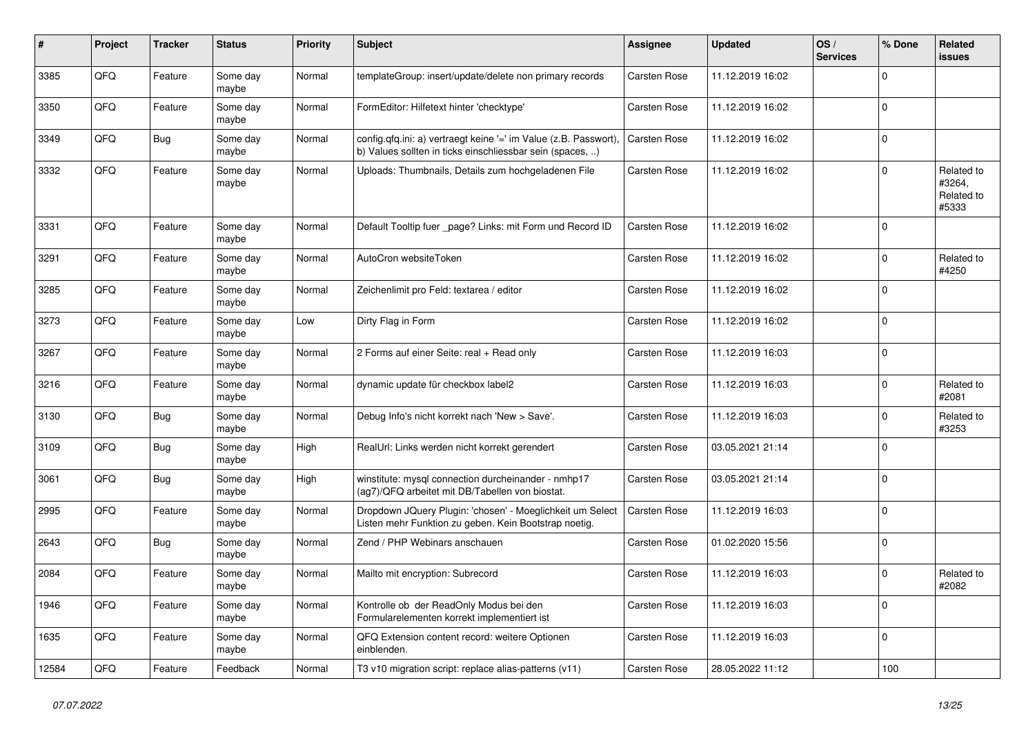| # | Project | Tracker | Status | Priority | Subject | Assignee | Updated | OS / Services | % Done | Related issues |
|---|---|---|---|---|---|---|---|---|---|---|
| 3385 | QFQ | Feature | Some day maybe | Normal | templateGroup: insert/update/delete non primary records | Carsten Rose | 11.12.2019 16:02 | | 0 | |
| 3350 | QFQ | Feature | Some day maybe | Normal | FormEditor: Hilfetext hinter 'checktype' | Carsten Rose | 11.12.2019 16:02 | | 0 | |
| 3349 | QFQ | Bug | Some day maybe | Normal | config.qfq.ini: a) vertraegt keine '=' im Value (z.B. Passwort), b) Values sollten in ticks einschliessbar sein (spaces, ..) | Carsten Rose | 11.12.2019 16:02 | | 0 | |
| 3332 | QFQ | Feature | Some day maybe | Normal | Uploads: Thumbnails, Details zum hochgeladenen File | Carsten Rose | 11.12.2019 16:02 | | 0 | Related to #3264, Related to #5333 |
| 3331 | QFQ | Feature | Some day maybe | Normal | Default Tooltip fuer _page? Links: mit Form und Record ID | Carsten Rose | 11.12.2019 16:02 | | 0 | |
| 3291 | QFQ | Feature | Some day maybe | Normal | AutoCron websiteToken | Carsten Rose | 11.12.2019 16:02 | | 0 | Related to #4250 |
| 3285 | QFQ | Feature | Some day maybe | Normal | Zeichenlimit pro Feld: textarea / editor | Carsten Rose | 11.12.2019 16:02 | | 0 | |
| 3273 | QFQ | Feature | Some day maybe | Low | Dirty Flag in Form | Carsten Rose | 11.12.2019 16:02 | | 0 | |
| 3267 | QFQ | Feature | Some day maybe | Normal | 2 Forms auf einer Seite: real + Read only | Carsten Rose | 11.12.2019 16:03 | | 0 | |
| 3216 | QFQ | Feature | Some day maybe | Normal | dynamic update für checkbox label2 | Carsten Rose | 11.12.2019 16:03 | | 0 | Related to #2081 |
| 3130 | QFQ | Bug | Some day maybe | Normal | Debug Info's nicht korrekt nach 'New > Save'. | Carsten Rose | 11.12.2019 16:03 | | 0 | Related to #3253 |
| 3109 | QFQ | Bug | Some day maybe | High | RealUrl: Links werden nicht korrekt gerendert | Carsten Rose | 03.05.2021 21:14 | | 0 | |
| 3061 | QFQ | Bug | Some day maybe | High | winstitute: mysql connection durcheinander - nmhp17 (ag7)/QFQ arbeitet mit DB/Tabellen von biostat. | Carsten Rose | 03.05.2021 21:14 | | 0 | |
| 2995 | QFQ | Feature | Some day maybe | Normal | Dropdown JQuery Plugin: 'chosen' - Moeglichkeit um Select Listen mehr Funktion zu geben. Kein Bootstrap noetig. | Carsten Rose | 11.12.2019 16:03 | | 0 | |
| 2643 | QFQ | Bug | Some day maybe | Normal | Zend / PHP Webinars anschauen | Carsten Rose | 01.02.2020 15:56 | | 0 | |
| 2084 | QFQ | Feature | Some day maybe | Normal | Mailto mit encryption: Subrecord | Carsten Rose | 11.12.2019 16:03 | | 0 | Related to #2082 |
| 1946 | QFQ | Feature | Some day maybe | Normal | Kontrolle ob der ReadOnly Modus bei den Formularelementen korrekt implementiert ist | Carsten Rose | 11.12.2019 16:03 | | 0 | |
| 1635 | QFQ | Feature | Some day maybe | Normal | QFQ Extension content record: weitere Optionen einblenden. | Carsten Rose | 11.12.2019 16:03 | | 0 | |
| 12584 | QFQ | Feature | Feedback | Normal | T3 v10 migration script: replace alias-patterns (v11) | Carsten Rose | 28.05.2022 11:12 | | 100 | |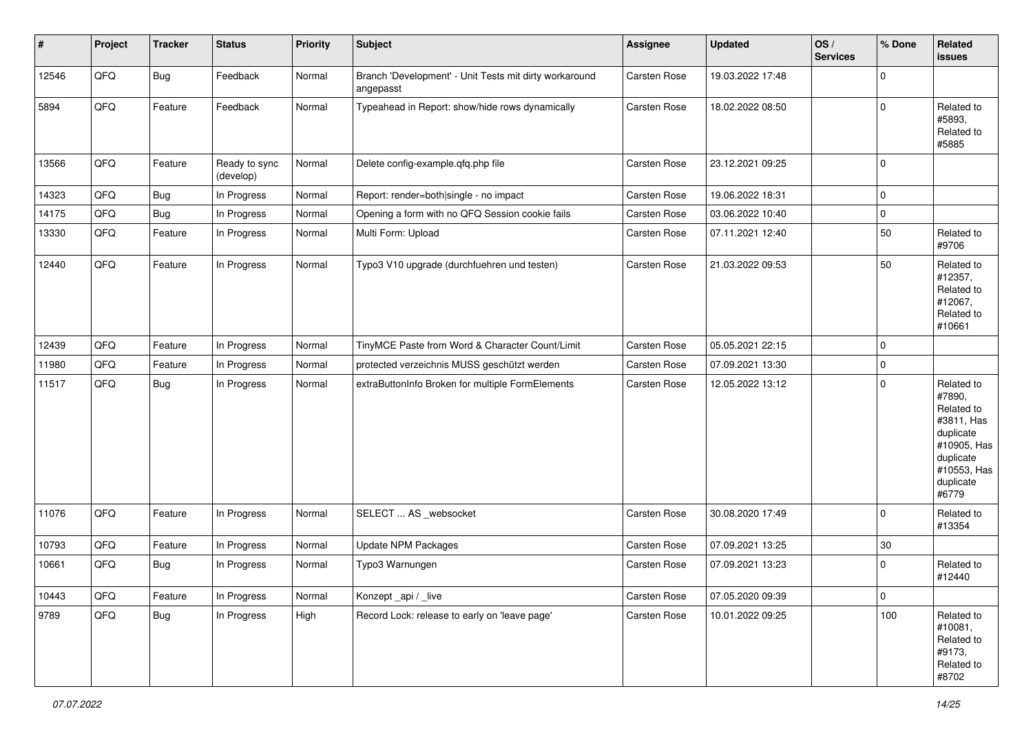| # | Project | Tracker | Status | Priority | Subject | Assignee | Updated | OS / Services | % Done | Related issues |
|---|---|---|---|---|---|---|---|---|---|---|
| 12546 | QFQ | Bug | Feedback | Normal | Branch 'Development' - Unit Tests mit dirty workaround angepasst | Carsten Rose | 19.03.2022 17:48 | | 0 | |
| 5894 | QFQ | Feature | Feedback | Normal | Typeahead in Report: show/hide rows dynamically | Carsten Rose | 18.02.2022 08:50 | | 0 | Related to #5893, Related to #5885 |
| 13566 | QFQ | Feature | Ready to sync (develop) | Normal | Delete config-example.qfq.php file | Carsten Rose | 23.12.2021 09:25 | | 0 | |
| 14323 | QFQ | Bug | In Progress | Normal | Report: render=both\|single - no impact | Carsten Rose | 19.06.2022 18:31 | | 0 | |
| 14175 | QFQ | Bug | In Progress | Normal | Opening a form with no QFQ Session cookie fails | Carsten Rose | 03.06.2022 10:40 | | 0 | |
| 13330 | QFQ | Feature | In Progress | Normal | Multi Form: Upload | Carsten Rose | 07.11.2021 12:40 | | 50 | Related to #9706 |
| 12440 | QFQ | Feature | In Progress | Normal | Typo3 V10 upgrade (durchfuehren und testen) | Carsten Rose | 21.03.2022 09:53 | | 50 | Related to #12357, Related to #12067, Related to #10661 |
| 12439 | QFQ | Feature | In Progress | Normal | TinyMCE Paste from Word & Character Count/Limit | Carsten Rose | 05.05.2021 22:15 | | 0 | |
| 11980 | QFQ | Feature | In Progress | Normal | protected verzeichnis MUSS geschützt werden | Carsten Rose | 07.09.2021 13:30 | | 0 | |
| 11517 | QFQ | Bug | In Progress | Normal | extraButtonInfo Broken for multiple FormElements | Carsten Rose | 12.05.2022 13:12 | | 0 | Related to #7890, Related to #3811, Has duplicate #10905, Has duplicate #10553, Has duplicate #6779 |
| 11076 | QFQ | Feature | In Progress | Normal | SELECT ... AS _websocket | Carsten Rose | 30.08.2020 17:49 | | 0 | Related to #13354 |
| 10793 | QFQ | Feature | In Progress | Normal | Update NPM Packages | Carsten Rose | 07.09.2021 13:25 | | 30 | |
| 10661 | QFQ | Bug | In Progress | Normal | Typo3 Warnungen | Carsten Rose | 07.09.2021 13:23 | | 0 | Related to #12440 |
| 10443 | QFQ | Feature | In Progress | Normal | Konzept _api / _live | Carsten Rose | 07.05.2020 09:39 | | 0 | |
| 9789 | QFQ | Bug | In Progress | High | Record Lock: release to early on 'leave page' | Carsten Rose | 10.01.2022 09:25 | | 100 | Related to #10081, Related to #9173, Related to #8702 |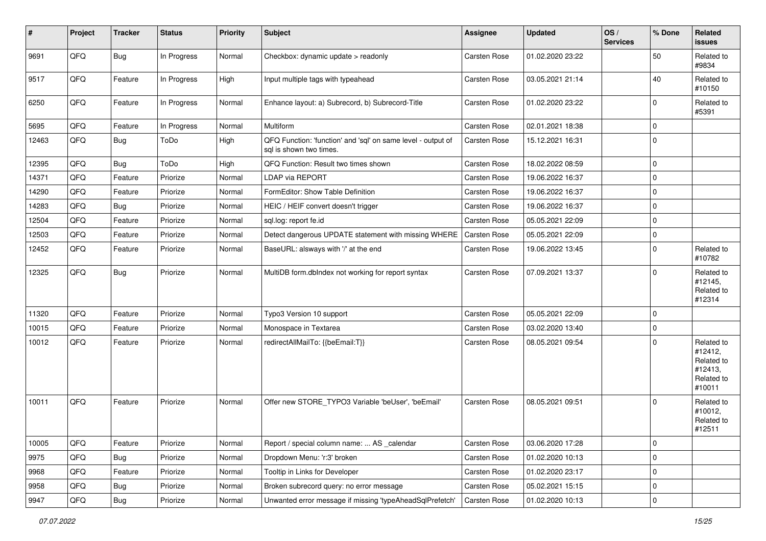| # | Project | Tracker | Status | Priority | Subject | Assignee | Updated | OS / Services | % Done | Related issues |
|---|---|---|---|---|---|---|---|---|---|---|
| 9691 | QFQ | Bug | In Progress | Normal | Checkbox: dynamic update > readonly | Carsten Rose | 01.02.2020 23:22 | | 50 | Related to #9834 |
| 9517 | QFQ | Feature | In Progress | High | Input multiple tags with typeahead | Carsten Rose | 03.05.2021 21:14 | | 40 | Related to #10150 |
| 6250 | QFQ | Feature | In Progress | Normal | Enhance layout: a) Subrecord, b) Subrecord-Title | Carsten Rose | 01.02.2020 23:22 | | 0 | Related to #5391 |
| 5695 | QFQ | Feature | In Progress | Normal | Multiform | Carsten Rose | 02.01.2021 18:38 | | 0 | |
| 12463 | QFQ | Bug | ToDo | High | QFQ Function: 'function' and 'sql' on same level - output of sql is shown two times. | Carsten Rose | 15.12.2021 16:31 | | 0 | |
| 12395 | QFQ | Bug | ToDo | High | QFQ Function: Result two times shown | Carsten Rose | 18.02.2022 08:59 | | 0 | |
| 14371 | QFQ | Feature | Priorize | Normal | LDAP via REPORT | Carsten Rose | 19.06.2022 16:37 | | 0 | |
| 14290 | QFQ | Feature | Priorize | Normal | FormEditor: Show Table Definition | Carsten Rose | 19.06.2022 16:37 | | 0 | |
| 14283 | QFQ | Bug | Priorize | Normal | HEIC / HEIF convert doesn't trigger | Carsten Rose | 19.06.2022 16:37 | | 0 | |
| 12504 | QFQ | Feature | Priorize | Normal | sql.log: report fe.id | Carsten Rose | 05.05.2021 22:09 | | 0 | |
| 12503 | QFQ | Feature | Priorize | Normal | Detect dangerous UPDATE statement with missing WHERE | Carsten Rose | 05.05.2021 22:09 | | 0 | |
| 12452 | QFQ | Feature | Priorize | Normal | BaseURL: alsways with '/' at the end | Carsten Rose | 19.06.2022 13:45 | | 0 | Related to #10782 |
| 12325 | QFQ | Bug | Priorize | Normal | MultiDB form.dbIndex not working for report syntax | Carsten Rose | 07.09.2021 13:37 | | 0 | Related to #12145, Related to #12314 |
| 11320 | QFQ | Feature | Priorize | Normal | Typo3 Version 10 support | Carsten Rose | 05.05.2021 22:09 | | 0 | |
| 10015 | QFQ | Feature | Priorize | Normal | Monospace in Textarea | Carsten Rose | 03.02.2020 13:40 | | 0 | |
| 10012 | QFQ | Feature | Priorize | Normal | redirectAllMailTo: {{beEmail:T}} | Carsten Rose | 08.05.2021 09:54 | | 0 | Related to #12412, Related to #12413, Related to #10011 |
| 10011 | QFQ | Feature | Priorize | Normal | Offer new STORE_TYPO3 Variable 'beUser', 'beEmail' | Carsten Rose | 08.05.2021 09:51 | | 0 | Related to #10012, Related to #12511 |
| 10005 | QFQ | Feature | Priorize | Normal | Report / special column name: ... AS _calendar | Carsten Rose | 03.06.2020 17:28 | | 0 | |
| 9975 | QFQ | Bug | Priorize | Normal | Dropdown Menu: 'r:3' broken | Carsten Rose | 01.02.2020 10:13 | | 0 | |
| 9968 | QFQ | Feature | Priorize | Normal | Tooltip in Links for Developer | Carsten Rose | 01.02.2020 23:17 | | 0 | |
| 9958 | QFQ | Bug | Priorize | Normal | Broken subrecord query: no error message | Carsten Rose | 05.02.2021 15:15 | | 0 | |
| 9947 | QFQ | Bug | Priorize | Normal | Unwanted error message if missing 'typeAheadSqlPrefetch' | Carsten Rose | 01.02.2020 10:13 | | 0 | |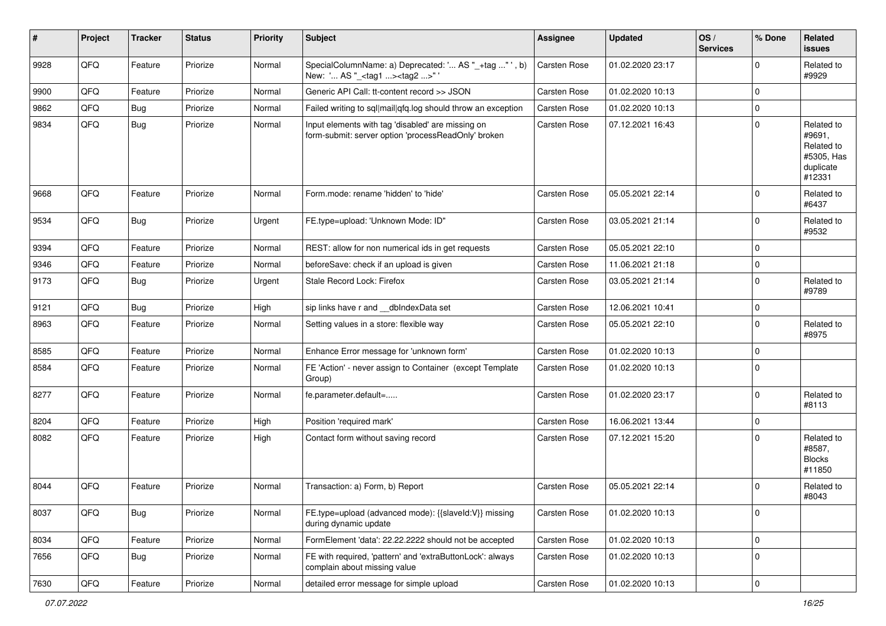| # | Project | Tracker | Status | Priority | Subject | Assignee | Updated | OS / Services | % Done | Related issues |
|---|---|---|---|---|---|---|---|---|---|---|
| 9928 | QFQ | Feature | Priorize | Normal | SpecialColumnName: a) Deprecated: '... AS "_+tag ..." ', b) New: '... AS "_<tag1 ...><tag2 ...>" ' | Carsten Rose | 01.02.2020 23:17 | | 0 | Related to #9929 |
| 9900 | QFQ | Feature | Priorize | Normal | Generic API Call: tt-content record >> JSON | Carsten Rose | 01.02.2020 10:13 | | 0 | |
| 9862 | QFQ | Bug | Priorize | Normal | Failed writing to sql\|mail\|qfq.log should throw an exception | Carsten Rose | 01.02.2020 10:13 | | 0 | |
| 9834 | QFQ | Bug | Priorize | Normal | Input elements with tag 'disabled' are missing on form-submit: server option 'processReadOnly' broken | Carsten Rose | 07.12.2021 16:43 | | 0 | Related to #9691, Related to #5305, Has duplicate #12331 |
| 9668 | QFQ | Feature | Priorize | Normal | Form.mode: rename 'hidden' to 'hide' | Carsten Rose | 05.05.2021 22:14 | | 0 | Related to #6437 |
| 9534 | QFQ | Bug | Priorize | Urgent | FE.type=upload: 'Unknown Mode: ID" | Carsten Rose | 03.05.2021 21:14 | | 0 | Related to #9532 |
| 9394 | QFQ | Feature | Priorize | Normal | REST: allow for non numerical ids in get requests | Carsten Rose | 05.05.2021 22:10 | | 0 | |
| 9346 | QFQ | Feature | Priorize | Normal | beforeSave: check if an upload is given | Carsten Rose | 11.06.2021 21:18 | | 0 | |
| 9173 | QFQ | Bug | Priorize | Urgent | Stale Record Lock: Firefox | Carsten Rose | 03.05.2021 21:14 | | 0 | Related to #9789 |
| 9121 | QFQ | Bug | Priorize | High | sip links have r and __dbIndexData set | Carsten Rose | 12.06.2021 10:41 | | 0 | |
| 8963 | QFQ | Feature | Priorize | Normal | Setting values in a store: flexible way | Carsten Rose | 05.05.2021 22:10 | | 0 | Related to #8975 |
| 8585 | QFQ | Feature | Priorize | Normal | Enhance Error message for 'unknown form' | Carsten Rose | 01.02.2020 10:13 | | 0 | |
| 8584 | QFQ | Feature | Priorize | Normal | FE 'Action' - never assign to Container (except Template Group) | Carsten Rose | 01.02.2020 10:13 | | 0 | |
| 8277 | QFQ | Feature | Priorize | Normal | fe.parameter.default=..... | Carsten Rose | 01.02.2020 23:17 | | 0 | Related to #8113 |
| 8204 | QFQ | Feature | Priorize | High | Position 'required mark' | Carsten Rose | 16.06.2021 13:44 | | 0 | |
| 8082 | QFQ | Feature | Priorize | High | Contact form without saving record | Carsten Rose | 07.12.2021 15:20 | | 0 | Related to #8587, Blocks #11850 |
| 8044 | QFQ | Feature | Priorize | Normal | Transaction: a) Form, b) Report | Carsten Rose | 05.05.2021 22:14 | | 0 | Related to #8043 |
| 8037 | QFQ | Bug | Priorize | Normal | FE.type=upload (advanced mode): {{slaveId:V}} missing during dynamic update | Carsten Rose | 01.02.2020 10:13 | | 0 | |
| 8034 | QFQ | Feature | Priorize | Normal | FormElement 'data': 22.22.2222 should not be accepted | Carsten Rose | 01.02.2020 10:13 | | 0 | |
| 7656 | QFQ | Bug | Priorize | Normal | FE with required, 'pattern' and 'extraButtonLock': always complain about missing value | Carsten Rose | 01.02.2020 10:13 | | 0 | |
| 7630 | QFQ | Feature | Priorize | Normal | detailed error message for simple upload | Carsten Rose | 01.02.2020 10:13 | | 0 | |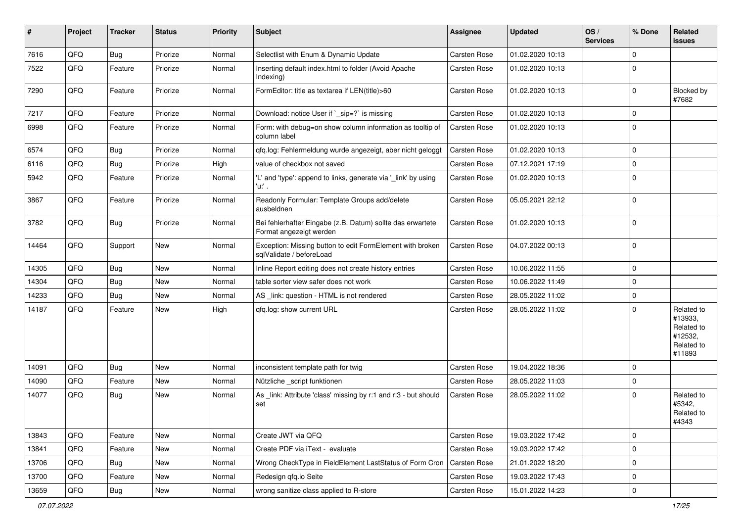| # | Project | Tracker | Status | Priority | Subject | Assignee | Updated | OS / Services | % Done | Related issues |
|---|---|---|---|---|---|---|---|---|---|---|
| 7616 | QFQ | Bug | Priorize | Normal | Selectlist with Enum & Dynamic Update | Carsten Rose | 01.02.2020 10:13 | | 0 | |
| 7522 | QFQ | Feature | Priorize | Normal | Inserting default index.html to folder (Avoid Apache Indexing) | Carsten Rose | 01.02.2020 10:13 | | 0 | |
| 7290 | QFQ | Feature | Priorize | Normal | FormEditor: title as textarea if LEN(title)>60 | Carsten Rose | 01.02.2020 10:13 | | 0 | Blocked by #7682 |
| 7217 | QFQ | Feature | Priorize | Normal | Download: notice User if `_sip=?` is missing | Carsten Rose | 01.02.2020 10:13 | | 0 | |
| 6998 | QFQ | Feature | Priorize | Normal | Form: with debug=on show column information as tooltip of column label | Carsten Rose | 01.02.2020 10:13 | | 0 | |
| 6574 | QFQ | Bug | Priorize | Normal | qfq.log: Fehlermeldung wurde angezeigt, aber nicht geloggt | Carsten Rose | 01.02.2020 10:13 | | 0 | |
| 6116 | QFQ | Bug | Priorize | High | value of checkbox not saved | Carsten Rose | 07.12.2021 17:19 | | 0 | |
| 5942 | QFQ | Feature | Priorize | Normal | 'L' and 'type': append to links, generate via '_link' by using 'u:' . | Carsten Rose | 01.02.2020 10:13 | | 0 | |
| 3867 | QFQ | Feature | Priorize | Normal | Readonly Formular: Template Groups add/delete ausbeldnen | Carsten Rose | 05.05.2021 22:12 | | 0 | |
| 3782 | QFQ | Bug | Priorize | Normal | Bei fehlerhafter Eingabe (z.B. Datum) sollte das erwartete Format angezeigt werden | Carsten Rose | 01.02.2020 10:13 | | 0 | |
| 14464 | QFQ | Support | New | Normal | Exception: Missing button to edit FormElement with broken sqlValidate / beforeLoad | Carsten Rose | 04.07.2022 00:13 | | 0 | |
| 14305 | QFQ | Bug | New | Normal | Inline Report editing does not create history entries | Carsten Rose | 10.06.2022 11:55 | | 0 | |
| 14304 | QFQ | Bug | New | Normal | table sorter view safer does not work | Carsten Rose | 10.06.2022 11:49 | | 0 | |
| 14233 | QFQ | Bug | New | Normal | AS _link: question - HTML is not rendered | Carsten Rose | 28.05.2022 11:02 | | 0 | |
| 14187 | QFQ | Feature | New | High | qfq.log: show current URL | Carsten Rose | 28.05.2022 11:02 | | 0 | Related to #13933, Related to #12532, Related to #11893 |
| 14091 | QFQ | Bug | New | Normal | inconsistent template path for twig | Carsten Rose | 19.04.2022 18:36 | | 0 | |
| 14090 | QFQ | Feature | New | Normal | Nützliche _script funktionen | Carsten Rose | 28.05.2022 11:03 | | 0 | |
| 14077 | QFQ | Bug | New | Normal | As _link: Attribute 'class' missing by r:1 and r:3 - but should set | Carsten Rose | 28.05.2022 11:02 | | 0 | Related to #5342, Related to #4343 |
| 13843 | QFQ | Feature | New | Normal | Create JWT via QFQ | Carsten Rose | 19.03.2022 17:42 | | 0 | |
| 13841 | QFQ | Feature | New | Normal | Create PDF via iText - evaluate | Carsten Rose | 19.03.2022 17:42 | | 0 | |
| 13706 | QFQ | Bug | New | Normal | Wrong CheckType in FieldElement LastStatus of Form Cron | Carsten Rose | 21.01.2022 18:20 | | 0 | |
| 13700 | QFQ | Feature | New | Normal | Redesign qfq.io Seite | Carsten Rose | 19.03.2022 17:43 | | 0 | |
| 13659 | QFQ | Bug | New | Normal | wrong sanitize class applied to R-store | Carsten Rose | 15.01.2022 14:23 | | 0 | |

*07.07.2022*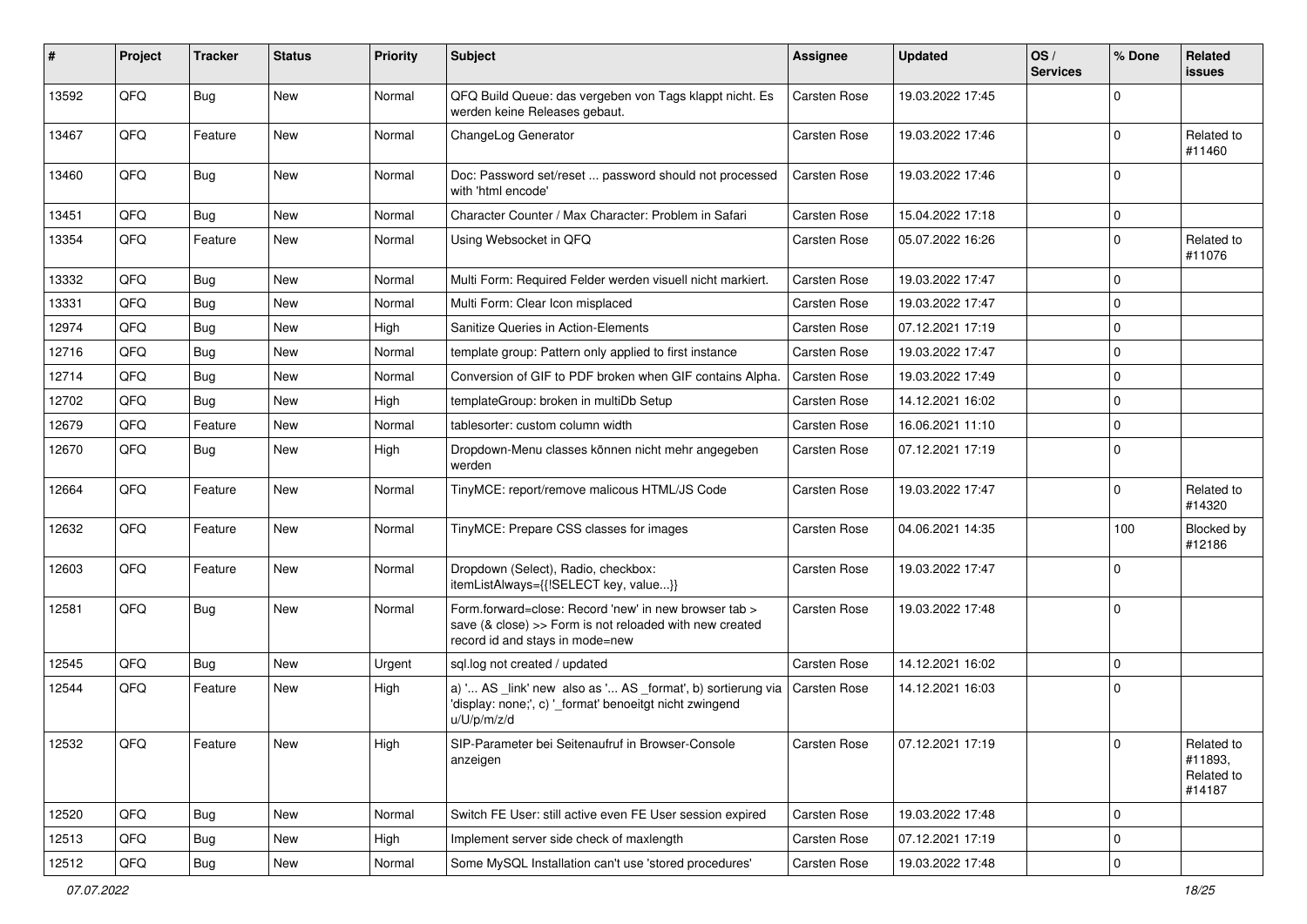| # | Project | Tracker | Status | Priority | Subject | Assignee | Updated | OS / Services | % Done | Related issues |
|---|---|---|---|---|---|---|---|---|---|---|
| 13592 | QFQ | Bug | New | Normal | QFQ Build Queue: das vergeben von Tags klappt nicht. Es werden keine Releases gebaut. | Carsten Rose | 19.03.2022 17:45 | | 0 | |
| 13467 | QFQ | Feature | New | Normal | ChangeLog Generator | Carsten Rose | 19.03.2022 17:46 | | 0 | Related to #11460 |
| 13460 | QFQ | Bug | New | Normal | Doc: Password set/reset ... password should not processed with 'html encode' | Carsten Rose | 19.03.2022 17:46 | | 0 | |
| 13451 | QFQ | Bug | New | Normal | Character Counter / Max Character: Problem in Safari | Carsten Rose | 15.04.2022 17:18 | | 0 | |
| 13354 | QFQ | Feature | New | Normal | Using Websocket in QFQ | Carsten Rose | 05.07.2022 16:26 | | 0 | Related to #11076 |
| 13332 | QFQ | Bug | New | Normal | Multi Form: Required Felder werden visuell nicht markiert. | Carsten Rose | 19.03.2022 17:47 | | 0 | |
| 13331 | QFQ | Bug | New | Normal | Multi Form: Clear Icon misplaced | Carsten Rose | 19.03.2022 17:47 | | 0 | |
| 12974 | QFQ | Bug | New | High | Sanitize Queries in Action-Elements | Carsten Rose | 07.12.2021 17:19 | | 0 | |
| 12716 | QFQ | Bug | New | Normal | template group: Pattern only applied to first instance | Carsten Rose | 19.03.2022 17:47 | | 0 | |
| 12714 | QFQ | Bug | New | Normal | Conversion of GIF to PDF broken when GIF contains Alpha. | Carsten Rose | 19.03.2022 17:49 | | 0 | |
| 12702 | QFQ | Bug | New | High | templateGroup: broken in multiDb Setup | Carsten Rose | 14.12.2021 16:02 | | 0 | |
| 12679 | QFQ | Feature | New | Normal | tablesorter: custom column width | Carsten Rose | 16.06.2021 11:10 | | 0 | |
| 12670 | QFQ | Bug | New | High | Dropdown-Menu classes können nicht mehr angegeben werden | Carsten Rose | 07.12.2021 17:19 | | 0 | |
| 12664 | QFQ | Feature | New | Normal | TinyMCE: report/remove malicous HTML/JS Code | Carsten Rose | 19.03.2022 17:47 | | 0 | Related to #14320 |
| 12632 | QFQ | Feature | New | Normal | TinyMCE: Prepare CSS classes for images | Carsten Rose | 04.06.2021 14:35 | | 100 | Blocked by #12186 |
| 12603 | QFQ | Feature | New | Normal | Dropdown (Select), Radio, checkbox: itemListAlways={{!SELECT key, value...}} | Carsten Rose | 19.03.2022 17:47 | | 0 | |
| 12581 | QFQ | Bug | New | Normal | Form.forward=close: Record 'new' in new browser tab > save (& close) >> Form is not reloaded with new created record id and stays in mode=new | Carsten Rose | 19.03.2022 17:48 | | 0 | |
| 12545 | QFQ | Bug | New | Urgent | sql.log not created / updated | Carsten Rose | 14.12.2021 16:02 | | 0 | |
| 12544 | QFQ | Feature | New | High | a) '... AS _link' new also as '... AS _format', b) sortierung via 'display: none;', c) '_format' benoeitgt nicht zwingend u/U/p/m/z/d | Carsten Rose | 14.12.2021 16:03 | | 0 | |
| 12532 | QFQ | Feature | New | High | SIP-Parameter bei Seitenaufruf in Browser-Console anzeigen | Carsten Rose | 07.12.2021 17:19 | | 0 | Related to #11893, Related to #14187 |
| 12520 | QFQ | Bug | New | Normal | Switch FE User: still active even FE User session expired | Carsten Rose | 19.03.2022 17:48 | | 0 | |
| 12513 | QFQ | Bug | New | High | Implement server side check of maxlength | Carsten Rose | 07.12.2021 17:19 | | 0 | |
| 12512 | QFQ | Bug | New | Normal | Some MySQL Installation can't use 'stored procedures' | Carsten Rose | 19.03.2022 17:48 | | 0 | |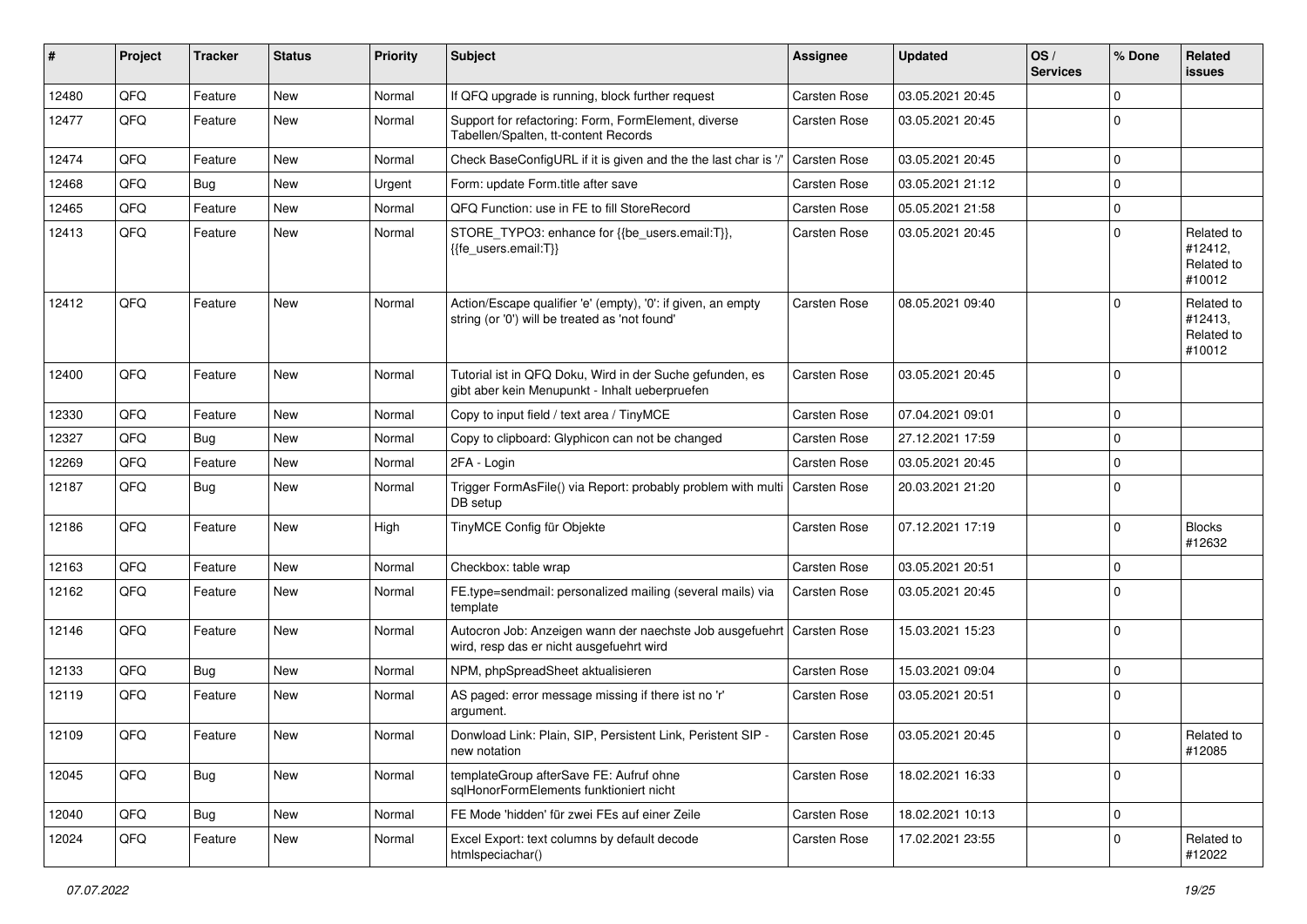| # | Project | Tracker | Status | Priority | Subject | Assignee | Updated | OS / Services | % Done | Related issues |
|---|---|---|---|---|---|---|---|---|---|---|
| 12480 | QFQ | Feature | New | Normal | If QFQ upgrade is running, block further request | Carsten Rose | 03.05.2021 20:45 | | 0 | |
| 12477 | QFQ | Feature | New | Normal | Support for refactoring: Form, FormElement, diverse Tabellen/Spalten, tt-content Records | Carsten Rose | 03.05.2021 20:45 | | 0 | |
| 12474 | QFQ | Feature | New | Normal | Check BaseConfigURL if it is given and the the last char is '/' | Carsten Rose | 03.05.2021 20:45 | | 0 | |
| 12468 | QFQ | Bug | New | Urgent | Form: update Form.title after save | Carsten Rose | 03.05.2021 21:12 | | 0 | |
| 12465 | QFQ | Feature | New | Normal | QFQ Function: use in FE to fill StoreRecord | Carsten Rose | 05.05.2021 21:58 | | 0 | |
| 12413 | QFQ | Feature | New | Normal | STORE_TYPO3: enhance for {{be_users.email:T}}, {{fe_users.email:T}} | Carsten Rose | 03.05.2021 20:45 | | 0 | Related to #12412, Related to #10012 |
| 12412 | QFQ | Feature | New | Normal | Action/Escape qualifier 'e' (empty), '0': if given, an empty string (or '0') will be treated as 'not found' | Carsten Rose | 08.05.2021 09:40 | | 0 | Related to #12413, Related to #10012 |
| 12400 | QFQ | Feature | New | Normal | Tutorial ist in QFQ Doku, Wird in der Suche gefunden, es gibt aber kein Menupunkt - Inhalt ueberpruefen | Carsten Rose | 03.05.2021 20:45 | | 0 | |
| 12330 | QFQ | Feature | New | Normal | Copy to input field / text area / TinyMCE | Carsten Rose | 07.04.2021 09:01 | | 0 | |
| 12327 | QFQ | Bug | New | Normal | Copy to clipboard: Glyphicon can not be changed | Carsten Rose | 27.12.2021 17:59 | | 0 | |
| 12269 | QFQ | Feature | New | Normal | 2FA - Login | Carsten Rose | 03.05.2021 20:45 | | 0 | |
| 12187 | QFQ | Bug | New | Normal | Trigger FormAsFile() via Report: probably problem with multi DB setup | Carsten Rose | 20.03.2021 21:20 | | 0 | |
| 12186 | QFQ | Feature | New | High | TinyMCE Config für Objekte | Carsten Rose | 07.12.2021 17:19 | | 0 | Blocks #12632 |
| 12163 | QFQ | Feature | New | Normal | Checkbox: table wrap | Carsten Rose | 03.05.2021 20:51 | | 0 | |
| 12162 | QFQ | Feature | New | Normal | FE.type=sendmail: personalized mailing (several mails) via template | Carsten Rose | 03.05.2021 20:45 | | 0 | |
| 12146 | QFQ | Feature | New | Normal | Autocron Job: Anzeigen wann der naechste Job ausgefuehrt wird, resp das er nicht ausgefuehrt wird | Carsten Rose | 15.03.2021 15:23 | | 0 | |
| 12133 | QFQ | Bug | New | Normal | NPM, phpSpreadSheet aktualisieren | Carsten Rose | 15.03.2021 09:04 | | 0 | |
| 12119 | QFQ | Feature | New | Normal | AS paged: error message missing if there ist no 'r' argument. | Carsten Rose | 03.05.2021 20:51 | | 0 | |
| 12109 | QFQ | Feature | New | Normal | Donwload Link: Plain, SIP, Persistent Link, Peristent SIP - new notation | Carsten Rose | 03.05.2021 20:45 | | 0 | Related to #12085 |
| 12045 | QFQ | Bug | New | Normal | templateGroup afterSave FE: Aufruf ohne sqlHonorFormElements funktioniert nicht | Carsten Rose | 18.02.2021 16:33 | | 0 | |
| 12040 | QFQ | Bug | New | Normal | FE Mode 'hidden' für zwei FEs auf einer Zeile | Carsten Rose | 18.02.2021 10:13 | | 0 | |
| 12024 | QFQ | Feature | New | Normal | Excel Export: text columns by default decode htmlspeciachar() | Carsten Rose | 17.02.2021 23:55 | | 0 | Related to #12022 |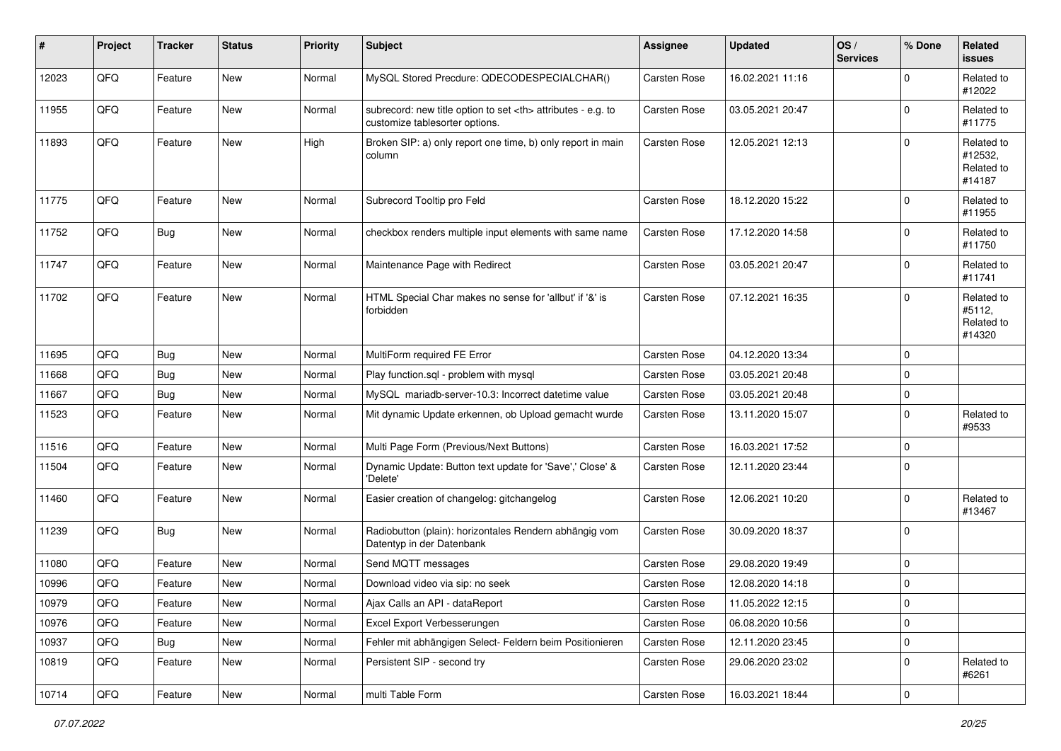| # | Project | Tracker | Status | Priority | Subject | Assignee | Updated | OS / Services | % Done | Related issues |
|---|---|---|---|---|---|---|---|---|---|---|
| 12023 | QFQ | Feature | New | Normal | MySQL Stored Precdure: QDECODESPECIALCHAR() | Carsten Rose | 16.02.2021 11:16 | | 0 | Related to #12022 |
| 11955 | QFQ | Feature | New | Normal | subrecord: new title option to set <th> attributes - e.g. to customize tablesorter options. | Carsten Rose | 03.05.2021 20:47 | | 0 | Related to #11775 |
| 11893 | QFQ | Feature | New | High | Broken SIP: a) only report one time, b) only report in main column | Carsten Rose | 12.05.2021 12:13 | | 0 | Related to #12532, Related to #14187 |
| 11775 | QFQ | Feature | New | Normal | Subrecord Tooltip pro Feld | Carsten Rose | 18.12.2020 15:22 | | 0 | Related to #11955 |
| 11752 | QFQ | Bug | New | Normal | checkbox renders multiple input elements with same name | Carsten Rose | 17.12.2020 14:58 | | 0 | Related to #11750 |
| 11747 | QFQ | Feature | New | Normal | Maintenance Page with Redirect | Carsten Rose | 03.05.2021 20:47 | | 0 | Related to #11741 |
| 11702 | QFQ | Feature | New | Normal | HTML Special Char makes no sense for 'allbut' if '&' is forbidden | Carsten Rose | 07.12.2021 16:35 | | 0 | Related to #5112, Related to #14320 |
| 11695 | QFQ | Bug | New | Normal | MultiForm required FE Error | Carsten Rose | 04.12.2020 13:34 | | 0 | |
| 11668 | QFQ | Bug | New | Normal | Play function.sql - problem with mysql | Carsten Rose | 03.05.2021 20:48 | | 0 | |
| 11667 | QFQ | Bug | New | Normal | MySQL mariadb-server-10.3: Incorrect datetime value | Carsten Rose | 03.05.2021 20:48 | | 0 | |
| 11523 | QFQ | Feature | New | Normal | Mit dynamic Update erkennen, ob Upload gemacht wurde | Carsten Rose | 13.11.2020 15:07 | | 0 | Related to #9533 |
| 11516 | QFQ | Feature | New | Normal | Multi Page Form (Previous/Next Buttons) | Carsten Rose | 16.03.2021 17:52 | | 0 | |
| 11504 | QFQ | Feature | New | Normal | Dynamic Update: Button text update for 'Save',' Close' & 'Delete' | Carsten Rose | 12.11.2020 23:44 | | 0 | |
| 11460 | QFQ | Feature | New | Normal | Easier creation of changelog: gitchangelog | Carsten Rose | 12.06.2021 10:20 | | 0 | Related to #13467 |
| 11239 | QFQ | Bug | New | Normal | Radiobutton (plain): horizontales Rendern abhängig vom Datentyp in der Datenbank | Carsten Rose | 30.09.2020 18:37 | | 0 | |
| 11080 | QFQ | Feature | New | Normal | Send MQTT messages | Carsten Rose | 29.08.2020 19:49 | | 0 | |
| 10996 | QFQ | Feature | New | Normal | Download video via sip: no seek | Carsten Rose | 12.08.2020 14:18 | | 0 | |
| 10979 | QFQ | Feature | New | Normal | Ajax Calls an API - dataReport | Carsten Rose | 11.05.2022 12:15 | | 0 | |
| 10976 | QFQ | Feature | New | Normal | Excel Export Verbesserungen | Carsten Rose | 06.08.2020 10:56 | | 0 | |
| 10937 | QFQ | Bug | New | Normal | Fehler mit abhängigen Select- Feldern beim Positionieren | Carsten Rose | 12.11.2020 23:45 | | 0 | |
| 10819 | QFQ | Feature | New | Normal | Persistent SIP - second try | Carsten Rose | 29.06.2020 23:02 | | 0 | Related to #6261 |
| 10714 | QFQ | Feature | New | Normal | multi Table Form | Carsten Rose | 16.03.2021 18:44 | | 0 | |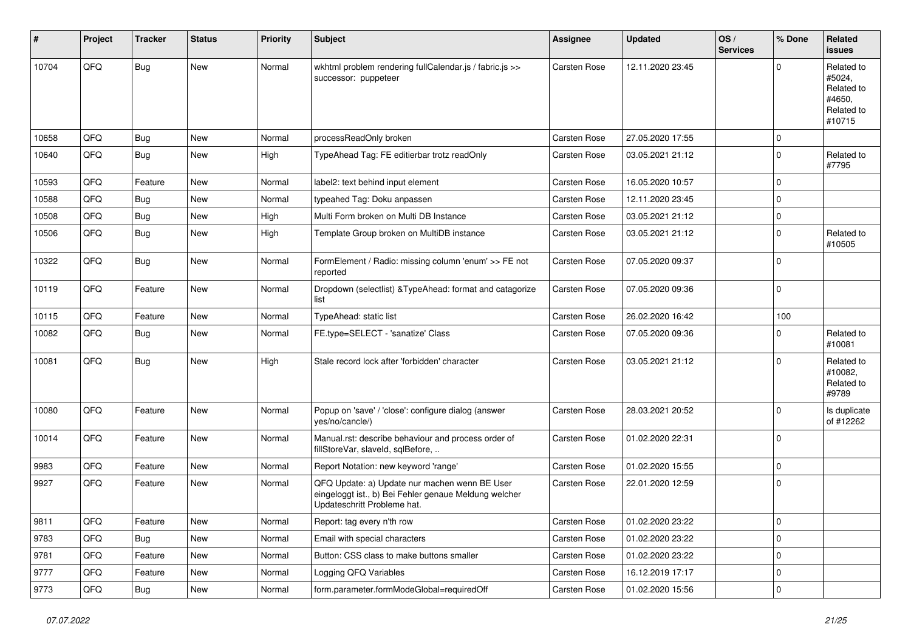| # | Project | Tracker | Status | Priority | Subject | Assignee | Updated | OS / Services | % Done | Related issues |
|---|---|---|---|---|---|---|---|---|---|---|
| 10704 | QFQ | Bug | New | Normal | wkhtml problem rendering fullCalendar.js / fabric.js >> successor: puppeteer | Carsten Rose | 12.11.2020 23:45 | | 0 | Related to #5024, Related to #4650, Related to #10715 |
| 10658 | QFQ | Bug | New | Normal | processReadOnly broken | Carsten Rose | 27.05.2020 17:55 | | 0 | |
| 10640 | QFQ | Bug | New | High | TypeAhead Tag: FE editierbar trotz readOnly | Carsten Rose | 03.05.2021 21:12 | | 0 | Related to #7795 |
| 10593 | QFQ | Feature | New | Normal | label2: text behind input element | Carsten Rose | 16.05.2020 10:57 | | 0 | |
| 10588 | QFQ | Bug | New | Normal | typeahed Tag: Doku anpassen | Carsten Rose | 12.11.2020 23:45 | | 0 | |
| 10508 | QFQ | Bug | New | High | Multi Form broken on Multi DB Instance | Carsten Rose | 03.05.2021 21:12 | | 0 | |
| 10506 | QFQ | Bug | New | High | Template Group broken on MultiDB instance | Carsten Rose | 03.05.2021 21:12 | | 0 | Related to #10505 |
| 10322 | QFQ | Bug | New | Normal | FormElement / Radio: missing column 'enum' >> FE not reported | Carsten Rose | 07.05.2020 09:37 | | 0 | |
| 10119 | QFQ | Feature | New | Normal | Dropdown (selectlist) &TypeAhead: format and catagorize list | Carsten Rose | 07.05.2020 09:36 | | 0 | |
| 10115 | QFQ | Feature | New | Normal | TypeAhead: static list | Carsten Rose | 26.02.2020 16:42 | | 100 | |
| 10082 | QFQ | Bug | New | Normal | FE.type=SELECT - 'sanatize' Class | Carsten Rose | 07.05.2020 09:36 | | 0 | Related to #10081 |
| 10081 | QFQ | Bug | New | High | Stale record lock after 'forbidden' character | Carsten Rose | 03.05.2021 21:12 | | 0 | Related to #10082, Related to #9789 |
| 10080 | QFQ | Feature | New | Normal | Popup on 'save' / 'close': configure dialog (answer yes/no/cancle/) | Carsten Rose | 28.03.2021 20:52 | | 0 | Is duplicate of #12262 |
| 10014 | QFQ | Feature | New | Normal | Manual.rst: describe behaviour and process order of fillStoreVar, slaveId, sqlBefore, .. | Carsten Rose | 01.02.2020 22:31 | | 0 | |
| 9983 | QFQ | Feature | New | Normal | Report Notation: new keyword 'range' | Carsten Rose | 01.02.2020 15:55 | | 0 | |
| 9927 | QFQ | Feature | New | Normal | QFQ Update: a) Update nur machen wenn BE User eingeloggt ist., b) Bei Fehler genaue Meldung welcher Updateschritt Probleme hat. | Carsten Rose | 22.01.2020 12:59 | | 0 | |
| 9811 | QFQ | Feature | New | Normal | Report: tag every n'th row | Carsten Rose | 01.02.2020 23:22 | | 0 | |
| 9783 | QFQ | Bug | New | Normal | Email with special characters | Carsten Rose | 01.02.2020 23:22 | | 0 | |
| 9781 | QFQ | Feature | New | Normal | Button: CSS class to make buttons smaller | Carsten Rose | 01.02.2020 23:22 | | 0 | |
| 9777 | QFQ | Feature | New | Normal | Logging QFQ Variables | Carsten Rose | 16.12.2019 17:17 | | 0 | |
| 9773 | QFQ | Bug | New | Normal | form.parameter.formModeGlobal=requiredOff | Carsten Rose | 01.02.2020 15:56 | | 0 | |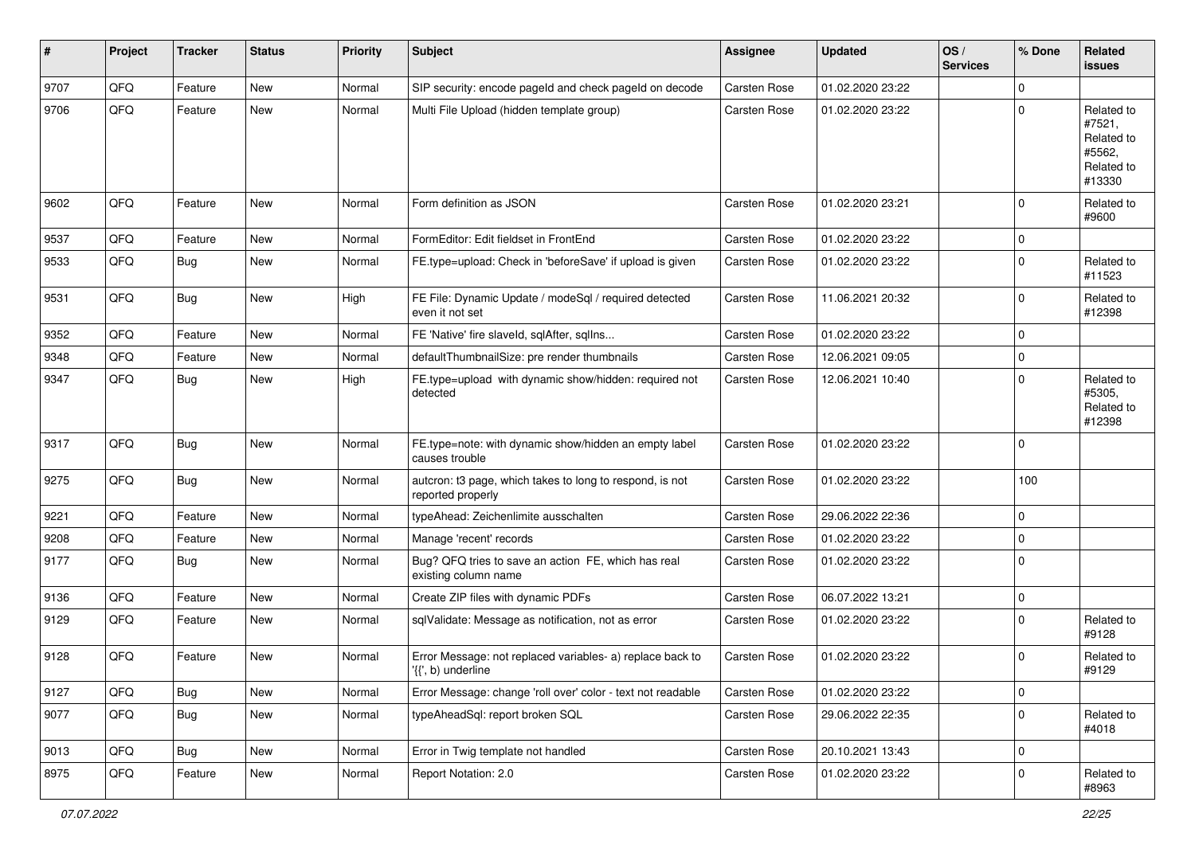| # | Project | Tracker | Status | Priority | Subject | Assignee | Updated | OS / Services | % Done | Related issues |
|---|---|---|---|---|---|---|---|---|---|---|
| 9707 | QFQ | Feature | New | Normal | SIP security: encode pageId and check pageId on decode | Carsten Rose | 01.02.2020 23:22 | | 0 | |
| 9706 | QFQ | Feature | New | Normal | Multi File Upload (hidden template group) | Carsten Rose | 01.02.2020 23:22 | | 0 | Related to #7521, Related to #5562, Related to #13330 |
| 9602 | QFQ | Feature | New | Normal | Form definition as JSON | Carsten Rose | 01.02.2020 23:21 | | 0 | Related to #9600 |
| 9537 | QFQ | Feature | New | Normal | FormEditor: Edit fieldset in FrontEnd | Carsten Rose | 01.02.2020 23:22 | | 0 | |
| 9533 | QFQ | Bug | New | Normal | FE.type=upload: Check in 'beforeSave' if upload is given | Carsten Rose | 01.02.2020 23:22 | | 0 | Related to #11523 |
| 9531 | QFQ | Bug | New | High | FE File: Dynamic Update / modeSql / required detected even it not set | Carsten Rose | 11.06.2021 20:32 | | 0 | Related to #12398 |
| 9352 | QFQ | Feature | New | Normal | FE 'Native' fire slaveId, sqlAfter, sqlIns... | Carsten Rose | 01.02.2020 23:22 | | 0 | |
| 9348 | QFQ | Feature | New | Normal | defaultThumbnailSize: pre render thumbnails | Carsten Rose | 12.06.2021 09:05 | | 0 | |
| 9347 | QFQ | Bug | New | High | FE.type=upload with dynamic show/hidden: required not detected | Carsten Rose | 12.06.2021 10:40 | | 0 | Related to #5305, Related to #12398 |
| 9317 | QFQ | Bug | New | Normal | FE.type=note: with dynamic show/hidden an empty label causes trouble | Carsten Rose | 01.02.2020 23:22 | | 0 | |
| 9275 | QFQ | Bug | New | Normal | autcron: t3 page, which takes to long to respond, is not reported properly | Carsten Rose | 01.02.2020 23:22 | | 100 | |
| 9221 | QFQ | Feature | New | Normal | typeAhead: Zeichenlimite ausschalten | Carsten Rose | 29.06.2022 22:36 | | 0 | |
| 9208 | QFQ | Feature | New | Normal | Manage 'recent' records | Carsten Rose | 01.02.2020 23:22 | | 0 | |
| 9177 | QFQ | Bug | New | Normal | Bug? QFQ tries to save an action FE, which has real existing column name | Carsten Rose | 01.02.2020 23:22 | | 0 | |
| 9136 | QFQ | Feature | New | Normal | Create ZIP files with dynamic PDFs | Carsten Rose | 06.07.2022 13:21 | | 0 | |
| 9129 | QFQ | Feature | New | Normal | sqlValidate: Message as notification, not as error | Carsten Rose | 01.02.2020 23:22 | | 0 | Related to #9128 |
| 9128 | QFQ | Feature | New | Normal | Error Message: not replaced variables- a) replace back to '{{', b) underline | Carsten Rose | 01.02.2020 23:22 | | 0 | Related to #9129 |
| 9127 | QFQ | Bug | New | Normal | Error Message: change 'roll over' color - text not readable | Carsten Rose | 01.02.2020 23:22 | | 0 | |
| 9077 | QFQ | Bug | New | Normal | typeAheadSql: report broken SQL | Carsten Rose | 29.06.2022 22:35 | | 0 | Related to #4018 |
| 9013 | QFQ | Bug | New | Normal | Error in Twig template not handled | Carsten Rose | 20.10.2021 13:43 | | 0 | |
| 8975 | QFQ | Feature | New | Normal | Report Notation: 2.0 | Carsten Rose | 01.02.2020 23:22 | | 0 | Related to #8963 |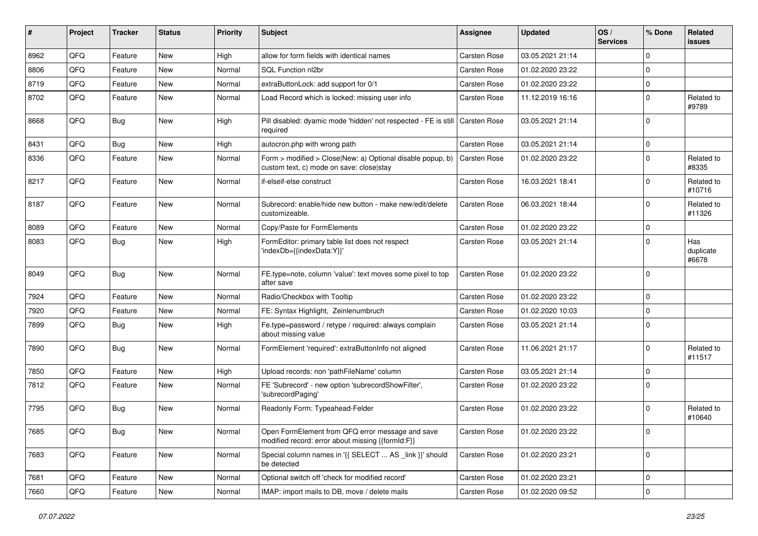| # | Project | Tracker | Status | Priority | Subject | Assignee | Updated | OS / Services | % Done | Related issues |
|---|---|---|---|---|---|---|---|---|---|---|
| 8962 | QFQ | Feature | New | High | allow for form fields with identical names | Carsten Rose | 03.05.2021 21:14 | | 0 | |
| 8806 | QFQ | Feature | New | Normal | SQL Function nl2br | Carsten Rose | 01.02.2020 23:22 | | 0 | |
| 8719 | QFQ | Feature | New | Normal | extraButtonLock: add support for 0/1 | Carsten Rose | 01.02.2020 23:22 | | 0 | |
| 8702 | QFQ | Feature | New | Normal | Load Record which is locked: missing user info | Carsten Rose | 11.12.2019 16:16 | | 0 | Related to #9789 |
| 8668 | QFQ | Bug | New | High | Pill disabled: dyamic mode 'hidden' not respected - FE is still required | Carsten Rose | 03.05.2021 21:14 | | 0 | |
| 8431 | QFQ | Bug | New | High | autocron.php with wrong path | Carsten Rose | 03.05.2021 21:14 | | 0 | |
| 8336 | QFQ | Feature | New | Normal | Form > modified > Close\|New: a) Optional disable popup, b) custom text, c) mode on save: close\|stay | Carsten Rose | 01.02.2020 23:22 | | 0 | Related to #8335 |
| 8217 | QFQ | Feature | New | Normal | if-elseif-else construct | Carsten Rose | 16.03.2021 18:41 | | 0 | Related to #10716 |
| 8187 | QFQ | Feature | New | Normal | Subrecord: enable/hide new button - make new/edit/delete customizeable. | Carsten Rose | 06.03.2021 18:44 | | 0 | Related to #11326 |
| 8089 | QFQ | Feature | New | Normal | Copy/Paste for FormElements | Carsten Rose | 01.02.2020 23:22 | | 0 | |
| 8083 | QFQ | Bug | New | High | FormEditor: primary table list does not respect 'indexDb={{indexData:Y}}' | Carsten Rose | 03.05.2021 21:14 | | 0 | Has duplicate #6678 |
| 8049 | QFQ | Bug | New | Normal | FE.type=note, column 'value': text moves some pixel to top after save | Carsten Rose | 01.02.2020 23:22 | | 0 | |
| 7924 | QFQ | Feature | New | Normal | Radio/Checkbox with Tooltip | Carsten Rose | 01.02.2020 23:22 | | 0 | |
| 7920 | QFQ | Feature | New | Normal | FE: Syntax Highlight, Zeinlenumbruch | Carsten Rose | 01.02.2020 10:03 | | 0 | |
| 7899 | QFQ | Bug | New | High | Fe.type=password / retype / required: always complain about missing value | Carsten Rose | 03.05.2021 21:14 | | 0 | |
| 7890 | QFQ | Bug | New | Normal | FormElement 'required': extraButtonInfo not aligned | Carsten Rose | 11.06.2021 21:17 | | 0 | Related to #11517 |
| 7850 | QFQ | Feature | New | High | Upload records: non 'pathFileName' column | Carsten Rose | 03.05.2021 21:14 | | 0 | |
| 7812 | QFQ | Feature | New | Normal | FE 'Subrecord' - new option 'subrecordShowFilter', 'subrecordPaging' | Carsten Rose | 01.02.2020 23:22 | | 0 | |
| 7795 | QFQ | Bug | New | Normal | Readonly Form: Typeahead-Felder | Carsten Rose | 01.02.2020 23:22 | | 0 | Related to #10640 |
| 7685 | QFQ | Bug | New | Normal | Open FormElement from QFQ error message and save modified record: error about missing {{formId:F}} | Carsten Rose | 01.02.2020 23:22 | | 0 | |
| 7683 | QFQ | Feature | New | Normal | Special column names in '{{ SELECT ... AS _link }}' should be detected | Carsten Rose | 01.02.2020 23:21 | | 0 | |
| 7681 | QFQ | Feature | New | Normal | Optional switch off 'check for modified record' | Carsten Rose | 01.02.2020 23:21 | | 0 | |
| 7660 | QFQ | Feature | New | Normal | IMAP: import mails to DB, move / delete mails | Carsten Rose | 01.02.2020 09:52 | | 0 | |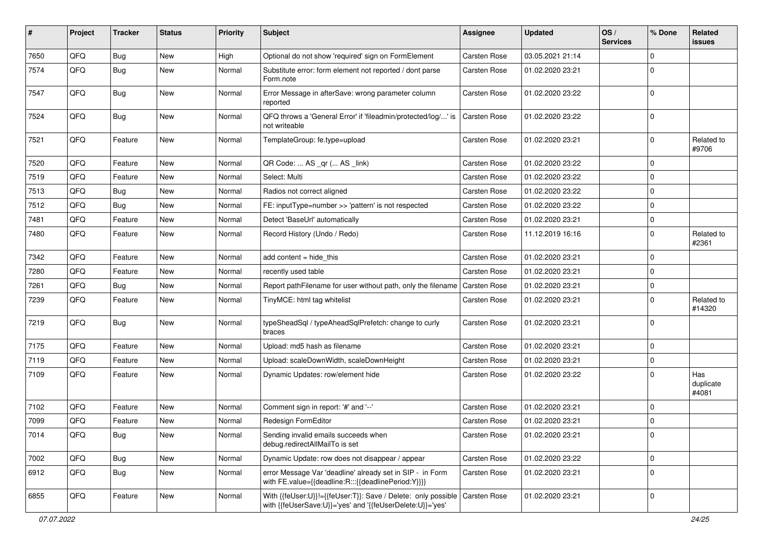| # | Project | Tracker | Status | Priority | Subject | Assignee | Updated | OS / Services | % Done | Related issues |
|---|---|---|---|---|---|---|---|---|---|---|
| 7650 | QFQ | Bug | New | High | Optional do not show 'required' sign on FormElement | Carsten Rose | 03.05.2021 21:14 | | 0 | |
| 7574 | QFQ | Bug | New | Normal | Substitute error: form element not reported / dont parse Form.note | Carsten Rose | 01.02.2020 23:21 | | 0 | |
| 7547 | QFQ | Bug | New | Normal | Error Message in afterSave: wrong parameter column reported | Carsten Rose | 01.02.2020 23:22 | | 0 | |
| 7524 | QFQ | Bug | New | Normal | QFQ throws a 'General Error' if 'fileadmin/protected/log/...' is not writeable | Carsten Rose | 01.02.2020 23:22 | | 0 | |
| 7521 | QFQ | Feature | New | Normal | TemplateGroup: fe.type=upload | Carsten Rose | 01.02.2020 23:21 | | 0 | Related to #9706 |
| 7520 | QFQ | Feature | New | Normal | QR Code: ... AS _qr (... AS _link) | Carsten Rose | 01.02.2020 23:22 | | 0 | |
| 7519 | QFQ | Feature | New | Normal | Select: Multi | Carsten Rose | 01.02.2020 23:22 | | 0 | |
| 7513 | QFQ | Bug | New | Normal | Radios not correct aligned | Carsten Rose | 01.02.2020 23:22 | | 0 | |
| 7512 | QFQ | Bug | New | Normal | FE: inputType=number >> 'pattern' is not respected | Carsten Rose | 01.02.2020 23:22 | | 0 | |
| 7481 | QFQ | Feature | New | Normal | Detect 'BaseUrl' automatically | Carsten Rose | 01.02.2020 23:21 | | 0 | |
| 7480 | QFQ | Feature | New | Normal | Record History (Undo / Redo) | Carsten Rose | 11.12.2019 16:16 | | 0 | Related to #2361 |
| 7342 | QFQ | Feature | New | Normal | add content = hide_this | Carsten Rose | 01.02.2020 23:21 | | 0 | |
| 7280 | QFQ | Feature | New | Normal | recently used table | Carsten Rose | 01.02.2020 23:21 | | 0 | |
| 7261 | QFQ | Bug | New | Normal | Report pathFilename for user without path, only the filename | Carsten Rose | 01.02.2020 23:21 | | 0 | |
| 7239 | QFQ | Feature | New | Normal | TinyMCE: html tag whitelist | Carsten Rose | 01.02.2020 23:21 | | 0 | Related to #14320 |
| 7219 | QFQ | Bug | New | Normal | typeSheadSql / typeAheadSqlPrefetch: change to curly braces | Carsten Rose | 01.02.2020 23:21 | | 0 | |
| 7175 | QFQ | Feature | New | Normal | Upload: md5 hash as filename | Carsten Rose | 01.02.2020 23:21 | | 0 | |
| 7119 | QFQ | Feature | New | Normal | Upload: scaleDownWidth, scaleDownHeight | Carsten Rose | 01.02.2020 23:21 | | 0 | |
| 7109 | QFQ | Feature | New | Normal | Dynamic Updates: row/element hide | Carsten Rose | 01.02.2020 23:22 | | 0 | Has duplicate #4081 |
| 7102 | QFQ | Feature | New | Normal | Comment sign in report: '#' and '--' | Carsten Rose | 01.02.2020 23:21 | | 0 | |
| 7099 | QFQ | Feature | New | Normal | Redesign FormEditor | Carsten Rose | 01.02.2020 23:21 | | 0 | |
| 7014 | QFQ | Bug | New | Normal | Sending invalid emails succeeds when debug.redirectAllMailTo is set | Carsten Rose | 01.02.2020 23:21 | | 0 | |
| 7002 | QFQ | Bug | New | Normal | Dynamic Update: row does not disappear / appear | Carsten Rose | 01.02.2020 23:22 | | 0 | |
| 6912 | QFQ | Bug | New | Normal | error Message Var 'deadline' already set in SIP - in Form with FE.value={{deadline:R:::{{deadlinePeriod:Y}}}} | Carsten Rose | 01.02.2020 23:21 | | 0 | |
| 6855 | QFQ | Feature | New | Normal | With {{feUser:U}}!={{feUser:T}}: Save / Delete: only possible with {{feUserSave:U}}='yes' and '{{feUserDelete:U}}='yes' | Carsten Rose | 01.02.2020 23:21 | | 0 | |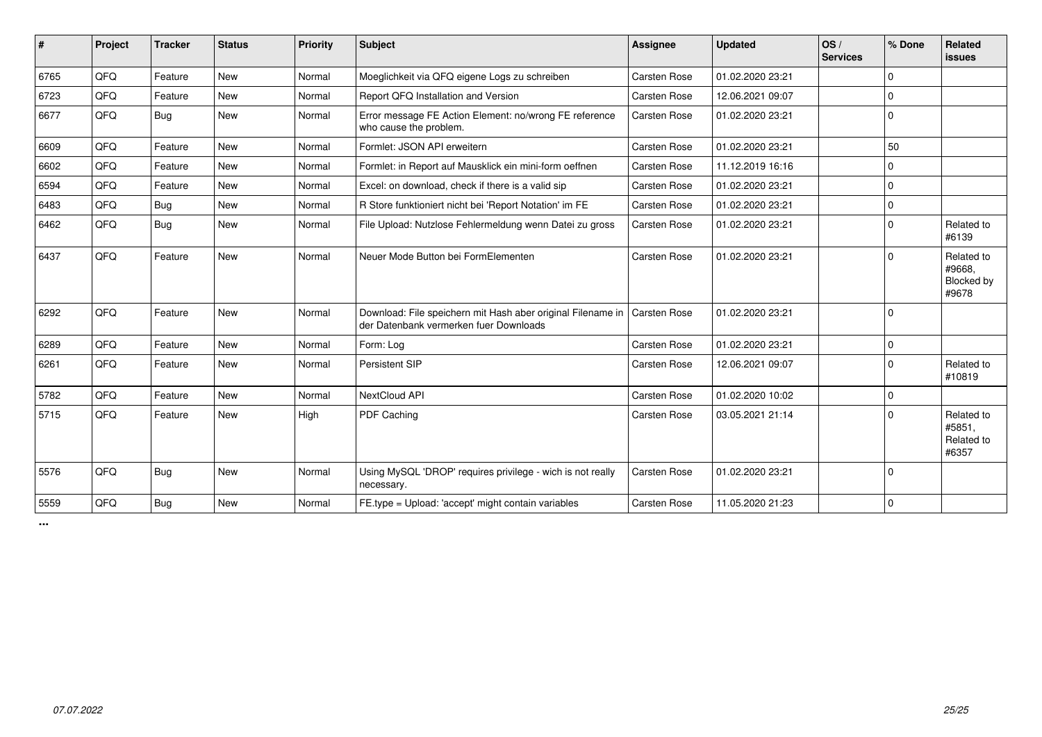| # | Project | Tracker | Status | Priority | Subject | Assignee | Updated | OS / Services | % Done | Related issues |
|---|---|---|---|---|---|---|---|---|---|---|
| 6765 | QFQ | Feature | New | Normal | Moeglichkeit via QFQ eigene Logs zu schreiben | Carsten Rose | 01.02.2020 23:21 | | 0 | |
| 6723 | QFQ | Feature | New | Normal | Report QFQ Installation and Version | Carsten Rose | 12.06.2021 09:07 | | 0 | |
| 6677 | QFQ | Bug | New | Normal | Error message FE Action Element: no/wrong FE reference who cause the problem. | Carsten Rose | 01.02.2020 23:21 | | 0 | |
| 6609 | QFQ | Feature | New | Normal | Formlet: JSON API erweitern | Carsten Rose | 01.02.2020 23:21 | | 50 | |
| 6602 | QFQ | Feature | New | Normal | Formlet: in Report auf Mausklick ein mini-form oeffnen | Carsten Rose | 11.12.2019 16:16 | | 0 | |
| 6594 | QFQ | Feature | New | Normal | Excel: on download, check if there is a valid sip | Carsten Rose | 01.02.2020 23:21 | | 0 | |
| 6483 | QFQ | Bug | New | Normal | R Store funktioniert nicht bei 'Report Notation' im FE | Carsten Rose | 01.02.2020 23:21 | | 0 | |
| 6462 | QFQ | Bug | New | Normal | File Upload: Nutzlose Fehlermeldung wenn Datei zu gross | Carsten Rose | 01.02.2020 23:21 | | 0 | Related to #6139 |
| 6437 | QFQ | Feature | New | Normal | Neuer Mode Button bei FormElementen | Carsten Rose | 01.02.2020 23:21 | | 0 | Related to #9668, Blocked by #9678 |
| 6292 | QFQ | Feature | New | Normal | Download: File speichern mit Hash aber original Filename in der Datenbank vermerken fuer Downloads | Carsten Rose | 01.02.2020 23:21 | | 0 | |
| 6289 | QFQ | Feature | New | Normal | Form: Log | Carsten Rose | 01.02.2020 23:21 | | 0 | |
| 6261 | QFQ | Feature | New | Normal | Persistent SIP | Carsten Rose | 12.06.2021 09:07 | | 0 | Related to #10819 |
| 5782 | QFQ | Feature | New | Normal | NextCloud API | Carsten Rose | 01.02.2020 10:02 | | 0 | |
| 5715 | QFQ | Feature | New | High | PDF Caching | Carsten Rose | 03.05.2021 21:14 | | 0 | Related to #5851, Related to #6357 |
| 5576 | QFQ | Bug | New | Normal | Using MySQL 'DROP' requires privilege - wich is not really necessary. | Carsten Rose | 01.02.2020 23:21 | | 0 | |
| 5559 | QFQ | Bug | New | Normal | FE.type = Upload: 'accept' might contain variables | Carsten Rose | 11.05.2020 21:23 | | 0 | |

...